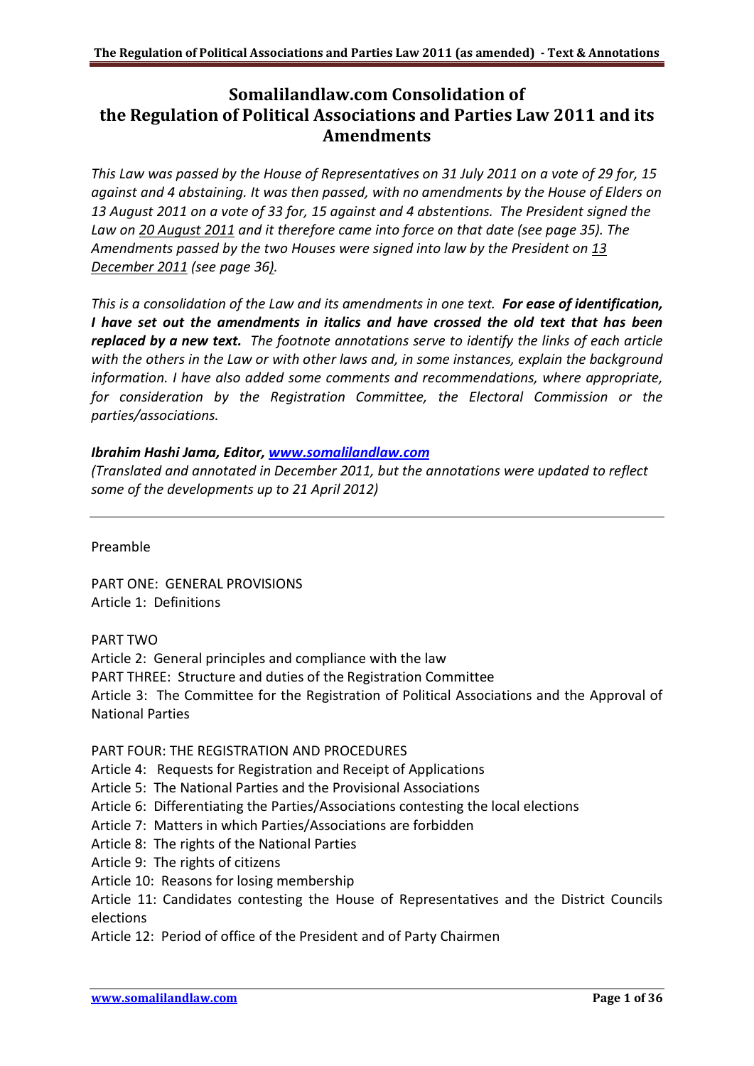# Somalilandlaw.com Consolidation of the Regulation of Political Associations and Parties Law 2011 and its Amendments

*This Law was passed by the House of Representatives on 31 July 2011 on a vote of 29 for, 15 against and 4 abstaining. It was then passed, with no amendments by the House of Elders on 13 August 2011 on a vote of 33 for, 15 against and 4 abstentions. The President signed the Law on 20 August 2011 and it therefore came into force on that date (see page 35). The Amendments passed by the two Houses were signed into law by the President on 13 December 2011 (see page 36).*

*This is a consolidation of the Law and its amendments in one text.* ***For ease of identification, I have set out the amendments in italics and have crossed the old text that has been replaced by a new text.*** *The footnote annotations serve to identify the links of each article with the others in the Law or with other laws and, in some instances, explain the background information. I have also added some comments and recommendations, where appropriate, for consideration by the Registration Committee, the Electoral Commission or the parties/associations.*

***Ibrahim Hashi Jama, Editor, www.somalilandlaw.com***
*(Translated and annotated in December 2011, but the annotations were updated to reflect some of the developments up to 21 April 2012)*

---

Preamble

PART ONE: GENERAL PROVISIONS
Article 1: Definitions

PART TWO
Article 2: General principles and compliance with the law
PART THREE: Structure and duties of the Registration Committee
Article 3: The Committee for the Registration of Political Associations and the Approval of National Parties

PART FOUR: THE REGISTRATION AND PROCEDURES
Article 4: Requests for Registration and Receipt of Applications
Article 5: The National Parties and the Provisional Associations
Article 6: Differentiating the Parties/Associations contesting the local elections
Article 7: Matters in which Parties/Associations are forbidden
Article 8: The rights of the National Parties
Article 9: The rights of citizens
Article 10: Reasons for losing membership
Article 11: Candidates contesting the House of Representatives and the District Councils elections
Article 12: Period of office of the President and of Party Chairmen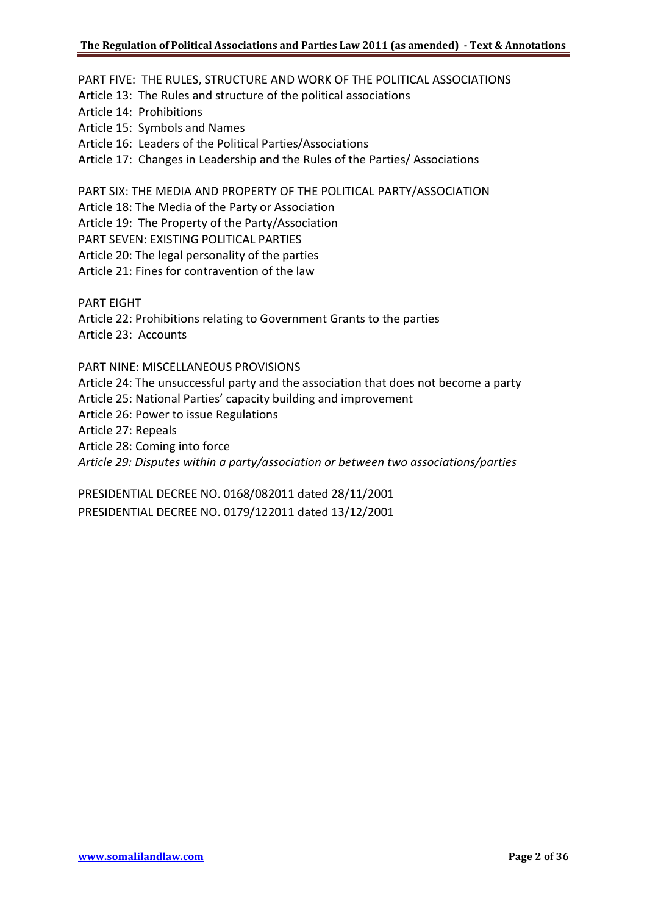PART FIVE: THE RULES, STRUCTURE AND WORK OF THE POLITICAL ASSOCIATIONS

Article 13: The Rules and structure of the political associations

Article 14: Prohibitions

Article 15: Symbols and Names

Article 16: Leaders of the Political Parties/Associations

Article 17: Changes in Leadership and the Rules of the Parties/ Associations

PART SIX: THE MEDIA AND PROPERTY OF THE POLITICAL PARTY/ASSOCIATION

Article 18: The Media of the Party or Association

Article 19: The Property of the Party/Association

PART SEVEN: EXISTING POLITICAL PARTIES

Article 20: The legal personality of the parties

Article 21: Fines for contravention of the law

PART EIGHT

Article 22: Prohibitions relating to Government Grants to the parties

Article 23: Accounts

PART NINE: MISCELLANEOUS PROVISIONS

Article 24: The unsuccessful party and the association that does not become a party

Article 25: National Parties' capacity building and improvement

Article 26: Power to issue Regulations

Article 27: Repeals

Article 28: Coming into force

*Article 29: Disputes within a party/association or between two associations/parties*

PRESIDENTIAL DECREE NO. 0168/082011 dated 28/11/2001

PRESIDENTIAL DECREE NO. 0179/122011 dated 13/12/2001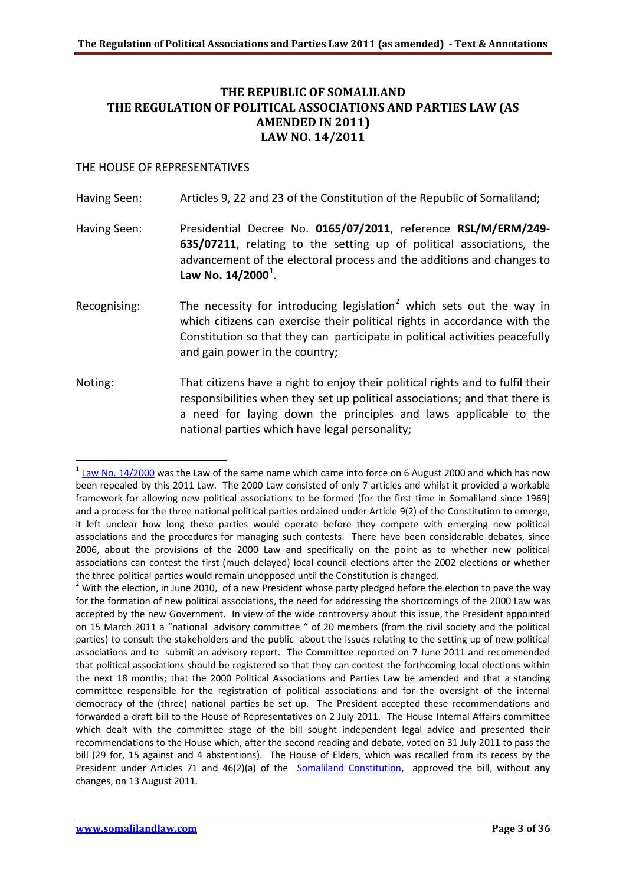# THE REPUBLIC OF SOMALILAND
# THE REGULATION OF POLITICAL ASSOCIATIONS AND PARTIES LAW (AS AMENDED IN 2011)
# LAW NO. 14/2011

THE HOUSE OF REPRESENTATIVES

Having Seen: Articles 9, 22 and 23 of the Constitution of the Republic of Somaliland;

Having Seen: Presidential Decree No. **0165/07/2011**, reference **RSL/M/ERM/249-635/07211**, relating to the setting up of political associations, the advancement of the electoral process and the additions and changes to **Law No. 14/2000**[1].

Recognising: The necessity for introducing legislation[2] which sets out the way in which citizens can exercise their political rights in accordance with the Constitution so that they can participate in political activities peacefully and gain power in the country;

Noting: That citizens have a right to enjoy their political rights and to fulfil their responsibilities when they set up political associations; and that there is a need for laying down the principles and laws applicable to the national parties which have legal personality;

---

[1] Law No. 14/2000 was the Law of the same name which came into force on 6 August 2000 and which has now been repealed by this 2011 Law. The 2000 Law consisted of only 7 articles and whilst it provided a workable framework for allowing new political associations to be formed (for the first time in Somaliland since 1969) and a process for the three national political parties ordained under Article 9(2) of the Constitution to emerge, it left unclear how long these parties would operate before they compete with emerging new political associations and the procedures for managing such contests. There have been considerable debates, since 2006, about the provisions of the 2000 Law and specifically on the point as to whether new political associations can contest the first (much delayed) local council elections after the 2002 elections or whether the three political parties would remain unopposed until the Constitution is changed.

[2] With the election, in June 2010, of a new President whose party pledged before the election to pave the way for the formation of new political associations, the need for addressing the shortcomings of the 2000 Law was accepted by the new Government. In view of the wide controversy about this issue, the President appointed on 15 March 2011 a "national advisory committee " of 20 members (from the civil society and the political parties) to consult the stakeholders and the public about the issues relating to the setting up of new political associations and to submit an advisory report. The Committee reported on 7 June 2011 and recommended that political associations should be registered so that they can contest the forthcoming local elections within the next 18 months; that the 2000 Political Associations and Parties Law be amended and that a standing committee responsible for the registration of political associations and for the oversight of the internal democracy of the (three) national parties be set up. The President accepted these recommendations and forwarded a draft bill to the House of Representatives on 2 July 2011. The House Internal Affairs committee which dealt with the committee stage of the bill sought independent legal advice and presented their recommendations to the House which, after the second reading and debate, voted on 31 July 2011 to pass the bill (29 for, 15 against and 4 abstentions). The House of Elders, which was recalled from its recess by the President under Articles 71 and 46(2)(a) of the Somaliland Constitution, approved the bill, without any changes, on 13 August 2011.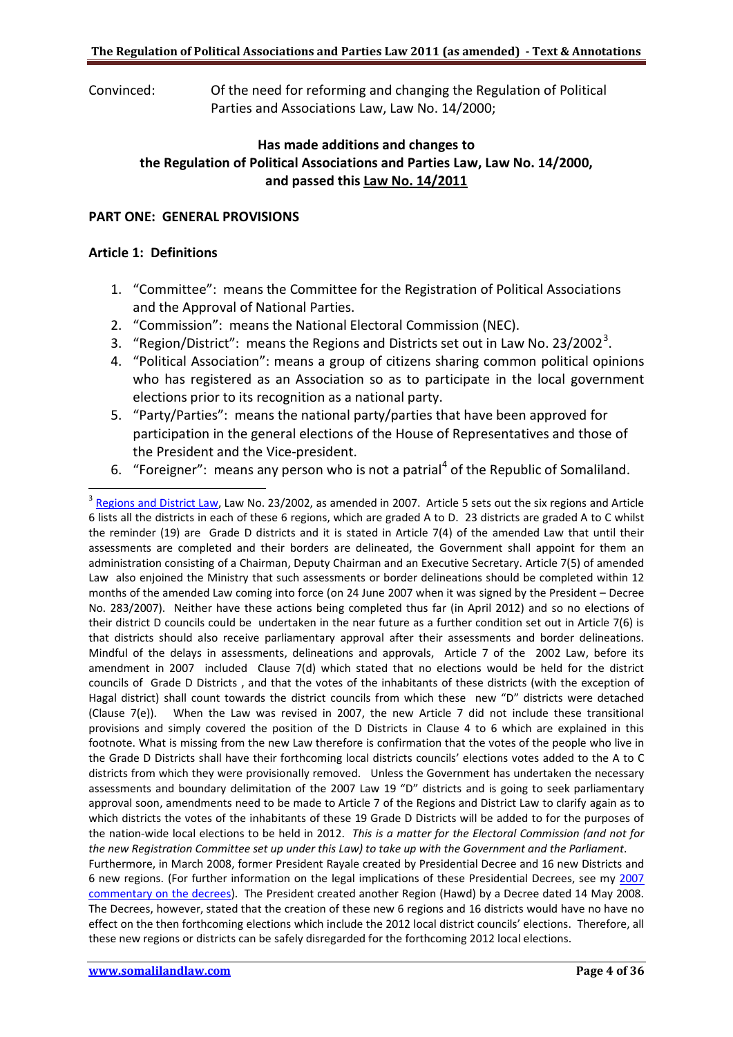Convinced: Of the need for reforming and changing the Regulation of Political Parties and Associations Law, Law No. 14/2000;

**Has made additions and changes to the Regulation of Political Associations and Parties Law, Law No. 14/2000, and passed this Law No. 14/2011**

## PART ONE: GENERAL PROVISIONS

### Article 1: Definitions

1. "Committee": means the Committee for the Registration of Political Associations and the Approval of National Parties.
2. "Commission": means the National Electoral Commission (NEC).
3. "Region/District": means the Regions and Districts set out in Law No. 23/2002[3].
4. "Political Association": means a group of citizens sharing common political opinions who has registered as an Association so as to participate in the local government elections prior to its recognition as a national party.
5. "Party/Parties": means the national party/parties that have been approved for participation in the general elections of the House of Representatives and those of the President and the Vice-president.
6. "Foreigner": means any person who is not a patrial[4] of the Republic of Somaliland.

---

[3] Regions and District Law, Law No. 23/2002, as amended in 2007. Article 5 sets out the six regions and Article 6 lists all the districts in each of these 6 regions, which are graded A to D. 23 districts are graded A to C whilst the reminder (19) are Grade D districts and it is stated in Article 7(4) of the amended Law that until their assessments are completed and their borders are delineated, the Government shall appoint for them an administration consisting of a Chairman, Deputy Chairman and an Executive Secretary. Article 7(5) of amended Law also enjoined the Ministry that such assessments or border delineations should be completed within 12 months of the amended Law coming into force (on 24 June 2007 when it was signed by the President – Decree No. 283/2007). Neither have these actions being completed thus far (in April 2012) and so no elections of their district D councils could be undertaken in the near future as a further condition set out in Article 7(6) is that districts should also receive parliamentary approval after their assessments and border delineations. Mindful of the delays in assessments, delineations and approvals, Article 7 of the 2002 Law, before its amendment in 2007 included Clause 7(d) which stated that no elections would be held for the district councils of Grade D Districts , and that the votes of the inhabitants of these districts (with the exception of Hagal district) shall count towards the district councils from which these new "D" districts were detached (Clause 7(e)). When the Law was revised in 2007, the new Article 7 did not include these transitional provisions and simply covered the position of the D Districts in Clause 4 to 6 which are explained in this footnote. What is missing from the new Law therefore is confirmation that the votes of the people who live in the Grade D Districts shall have their forthcoming local districts councils' elections votes added to the A to C districts from which they were provisionally removed. Unless the Government has undertaken the necessary assessments and boundary delimitation of the 2007 Law 19 "D" districts and is going to seek parliamentary approval soon, amendments need to be made to Article 7 of the Regions and District Law to clarify again as to which districts the votes of the inhabitants of these 19 Grade D Districts will be added to for the purposes of the nation-wide local elections to be held in 2012. *This is a matter for the Electoral Commission (and not for the new Registration Committee set up under this Law) to take up with the Government and the Parliament*.
Furthermore, in March 2008, former President Rayale created by Presidential Decree and 16 new Districts and 6 new regions. (For further information on the legal implications of these Presidential Decrees, see my 2007 commentary on the decrees). The President created another Region (Hawd) by a Decree dated 14 May 2008. The Decrees, however, stated that the creation of these new 6 regions and 16 districts would have no have no effect on the then forthcoming elections which include the 2012 local district councils' elections. Therefore, all these new regions or districts can be safely disregarded for the forthcoming 2012 local elections.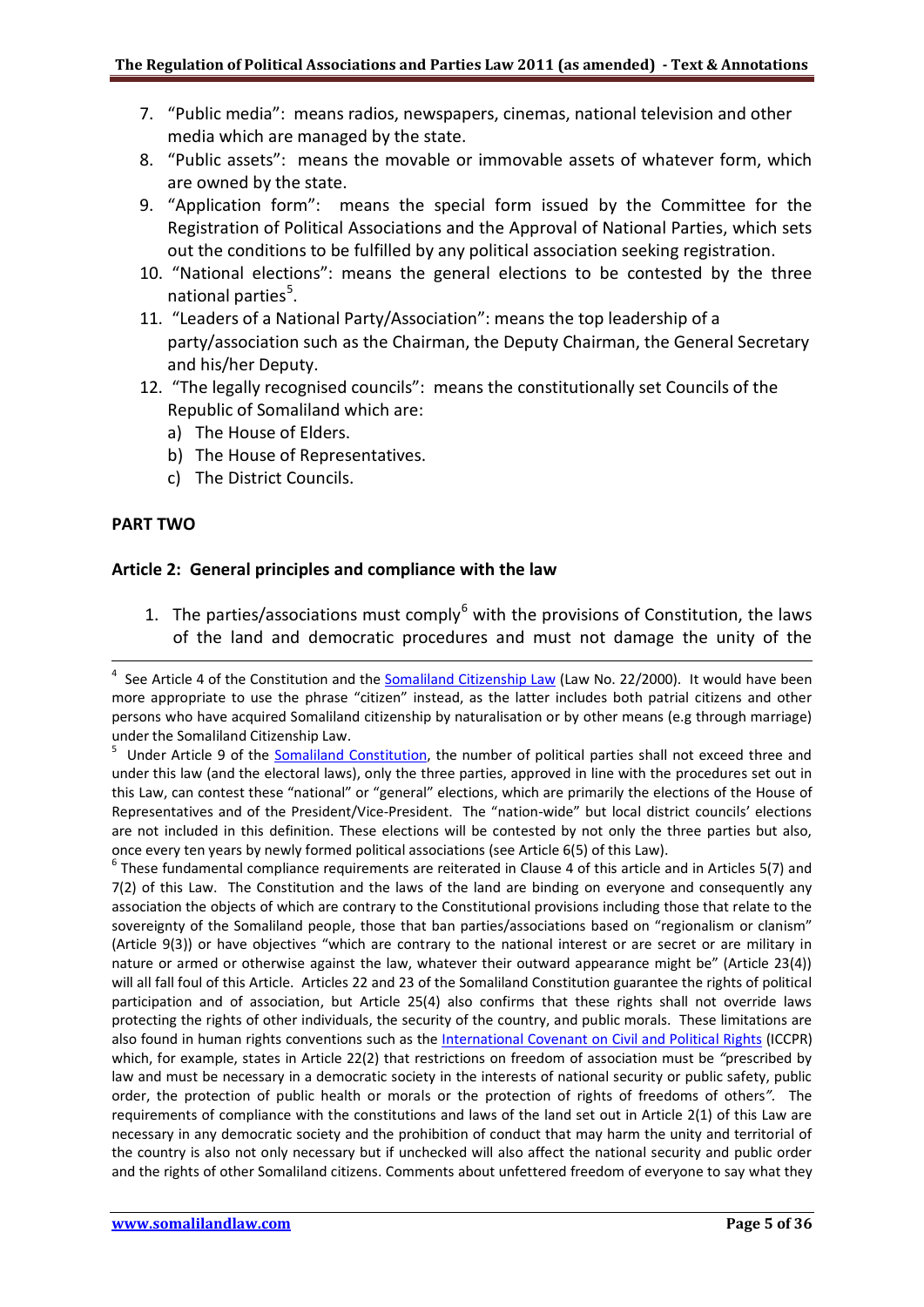7. "Public media": means radios, newspapers, cinemas, national television and other media which are managed by the state.
8. "Public assets": means the movable or immovable assets of whatever form, which are owned by the state.
9. "Application form": means the special form issued by the Committee for the Registration of Political Associations and the Approval of National Parties, which sets out the conditions to be fulfilled by any political association seeking registration.
10. "National elections": means the general elections to be contested by the three national parties[5].
11. "Leaders of a National Party/Association": means the top leadership of a party/association such as the Chairman, the Deputy Chairman, the General Secretary and his/her Deputy.
12. "The legally recognised councils": means the constitutionally set Councils of the Republic of Somaliland which are:
    a) The House of Elders.
    b) The House of Representatives.
    c) The District Councils.

**PART TWO**

**Article 2: General principles and compliance with the law**

1. The parties/associations must comply[6] with the provisions of Constitution, the laws of the land and democratic procedures and must not damage the unity of the

---

[4] See Article 4 of the Constitution and the Somaliland Citizenship Law (Law No. 22/2000). It would have been more appropriate to use the phrase "citizen" instead, as the latter includes both patrial citizens and other persons who have acquired Somaliland citizenship by naturalisation or by other means (e.g through marriage) under the Somaliland Citizenship Law.

[5] Under Article 9 of the Somaliland Constitution, the number of political parties shall not exceed three and under this law (and the electoral laws), only the three parties, approved in line with the procedures set out in this Law, can contest these "national" or "general" elections, which are primarily the elections of the House of Representatives and of the President/Vice-President. The "nation-wide" but local district councils' elections are not included in this definition. These elections will be contested by not only the three parties but also, once every ten years by newly formed political associations (see Article 6(5) of this Law).

[6] These fundamental compliance requirements are reiterated in Clause 4 of this article and in Articles 5(7) and 7(2) of this Law. The Constitution and the laws of the land are binding on everyone and consequently any association the objects of which are contrary to the Constitutional provisions including those that relate to the sovereignty of the Somaliland people, those that ban parties/associations based on "regionalism or clanism" (Article 9(3)) or have objectives "which are contrary to the national interest or are secret or are military in nature or armed or otherwise against the law, whatever their outward appearance might be" (Article 23(4)) will all fall foul of this Article. Articles 22 and 23 of the Somaliland Constitution guarantee the rights of political participation and of association, but Article 25(4) also confirms that these rights shall not override laws protecting the rights of other individuals, the security of the country, and public morals. These limitations are also found in human rights conventions such as the International Covenant on Civil and Political Rights (ICCPR) which, for example, states in Article 22(2) that restrictions on freedom of association must be *"prescribed by law and must be necessary in a democratic society in the interests of national security or public safety, public order, the protection of public health or morals or the protection of rights of freedoms of others".* The requirements of compliance with the constitutions and laws of the land set out in Article 2(1) of this Law are necessary in any democratic society and the prohibition of conduct that may harm the unity and territorial of the country is also not only necessary but if unchecked will also affect the national security and public order and the rights of other Somaliland citizens. Comments about unfettered freedom of everyone to say what they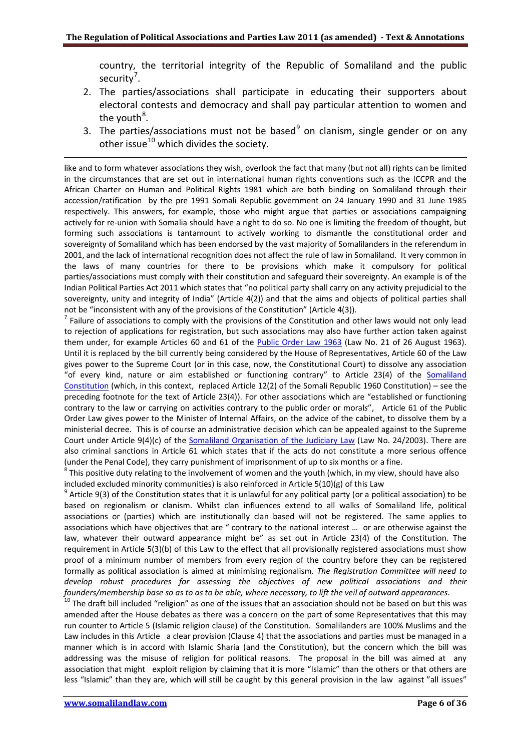country, the territorial integrity of the Republic of Somaliland and the public security[7].

2. The parties/associations shall participate in educating their supporters about electoral contests and democracy and shall pay particular attention to women and the youth[8].
3. The parties/associations must not be based[9] on clanism, single gender or on any other issue[10] which divides the society.

---

like and to form whatever associations they wish, overlook the fact that many (but not all) rights can be limited in the circumstances that are set out in international human rights conventions such as the ICCPR and the African Charter on Human and Political Rights 1981 which are both binding on Somaliland through their accession/ratification by the pre 1991 Somali Republic government on 24 January 1990 and 31 June 1985 respectively. This answers, for example, those who might argue that parties or associations campaigning actively for re-union with Somalia should have a right to do so. No one is limiting the freedom of thought, but forming such associations is tantamount to actively working to dismantle the constitutional order and sovereignty of Somaliland which has been endorsed by the vast majority of Somalilanders in the referendum in 2001, and the lack of international recognition does not affect the rule of law in Somaliland. It very common in the laws of many countries for there to be provisions which make it compulsory for political parties/associations must comply with their constitution and safeguard their sovereignty. An example is of the Indian Political Parties Act 2011 which states that "no political party shall carry on any activity prejudicial to the sovereignty, unity and integrity of India" (Article 4(2)) and that the aims and objects of political parties shall not be "inconsistent with any of the provisions of the Constitution" (Article 4(3)).

[7] Failure of associations to comply with the provisions of the Constitution and other laws would not only lead to rejection of applications for registration, but such associations may also have further action taken against them under, for example Articles 60 and 61 of the Public Order Law 1963 (Law No. 21 of 26 August 1963). Until it is replaced by the bill currently being considered by the House of Representatives, Article 60 of the Law gives power to the Supreme Court (or in this case, now, the Constitutional Court) to dissolve any association "of every kind, nature or aim established or functioning contrary" to Article 23(4) of the Somaliland Constitution (which, in this context, replaced Article 12(2) of the Somali Republic 1960 Constitution) – see the preceding footnote for the text of Article 23(4)). For other associations which are "established or functioning contrary to the law or carrying on activities contrary to the public order or morals", Article 61 of the Public Order Law gives power to the Minister of Internal Affairs, on the advice of the cabinet, to dissolve them by a ministerial decree. This is of course an administrative decision which can be appealed against to the Supreme Court under Article 9(4)(c) of the Somaliland Organisation of the Judiciary Law (Law No. 24/2003). There are also criminal sanctions in Article 61 which states that if the acts do not constitute a more serious offence (under the Penal Code), they carry punishment of imprisonment of up to six months or a fine.

[8] This positive duty relating to the involvement of women and the youth (which, in my view, should have also included excluded minority communities) is also reinforced in Article 5(10)(g) of this Law

[9] Article 9(3) of the Constitution states that it is unlawful for any political party (or a political association) to be based on regionalism or clanism. Whilst clan influences extend to all walks of Somaliland life, political associations or (parties) which are institutionally clan based will not be registered. The same applies to associations which have objectives that are " contrary to the national interest … or are otherwise against the law, whatever their outward appearance might be" as set out in Article 23(4) of the Constitution. The requirement in Article 5(3)(b) of this Law to the effect that all provisionally registered associations must show proof of a minimum number of members from every region of the country before they can be registered formally as political association is aimed at minimising regionalism. *The Registration Committee will need to develop robust procedures for assessing the objectives of new political associations and their founders/membership base so as to as to be able, where necessary, to lift the veil of outward appearances*.

[10] The draft bill included "religion" as one of the issues that an association should not be based on but this was amended after the House debates as there was a concern on the part of some Representatives that this may run counter to Article 5 (Islamic religion clause) of the Constitution. Somalilanders are 100% Muslims and the Law includes in this Article a clear provision (Clause 4) that the associations and parties must be managed in a manner which is in accord with Islamic Sharia (and the Constitution), but the concern which the bill was addressing was the misuse of religion for political reasons. The proposal in the bill was aimed at any association that might exploit religion by claiming that it is more "Islamic" than the others or that others are less "Islamic" than they are, which will still be caught by this general provision in the law against "all issues"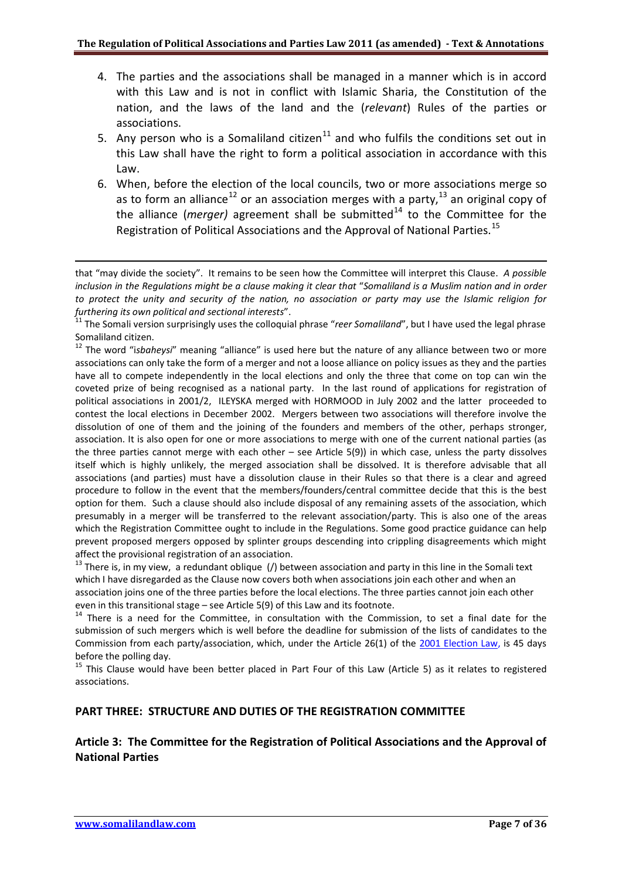4. The parties and the associations shall be managed in a manner which is in accord with this Law and is not in conflict with Islamic Sharia, the Constitution of the nation, and the laws of the land and the (*relevant*) Rules of the parties or associations.
5. Any person who is a Somaliland citizen[11] and who fulfils the conditions set out in this Law shall have the right to form a political association in accordance with this Law.
6. When, before the election of the local councils, two or more associations merge so as to form an alliance[12] or an association merges with a party,[13] an original copy of the alliance (*merger)* agreement shall be submitted[14] to the Committee for the Registration of Political Associations and the Approval of National Parties.[15]

---

that "may divide the society". It remains to be seen how the Committee will interpret this Clause. *A possible inclusion in the Regulations might be a clause making it clear that* "*Somaliland is a Muslim nation and in order to protect the unity and security of the nation, no association or party may use the Islamic religion for furthering its own political and sectional interests*".

[11] The Somali version surprisingly uses the colloquial phrase "*reer Somaliland*", but I have used the legal phrase Somaliland citizen.

[12] The word "i*sbaheysi*" meaning "alliance" is used here but the nature of any alliance between two or more associations can only take the form of a merger and not a loose alliance on policy issues as they and the parties have all to compete independently in the local elections and only the three that come on top can win the coveted prize of being recognised as a national party. In the last round of applications for registration of political associations in 2001/2, ILEYSKA merged with HORMOOD in July 2002 and the latter proceeded to contest the local elections in December 2002. Mergers between two associations will therefore involve the dissolution of one of them and the joining of the founders and members of the other, perhaps stronger, association. It is also open for one or more associations to merge with one of the current national parties (as the three parties cannot merge with each other – see Article 5(9)) in which case, unless the party dissolves itself which is highly unlikely, the merged association shall be dissolved. It is therefore advisable that all associations (and parties) must have a dissolution clause in their Rules so that there is a clear and agreed procedure to follow in the event that the members/founders/central committee decide that this is the best option for them. Such a clause should also include disposal of any remaining assets of the association, which presumably in a merger will be transferred to the relevant association/party. This is also one of the areas which the Registration Committee ought to include in the Regulations. Some good practice guidance can help prevent proposed mergers opposed by splinter groups descending into crippling disagreements which might affect the provisional registration of an association.

[13] There is, in my view, a redundant oblique (/) between association and party in this line in the Somali text which I have disregarded as the Clause now covers both when associations join each other and when an association joins one of the three parties before the local elections. The three parties cannot join each other even in this transitional stage – see Article 5(9) of this Law and its footnote.

[14] There is a need for the Committee, in consultation with the Commission, to set a final date for the submission of such mergers which is well before the deadline for submission of the lists of candidates to the Commission from each party/association, which, under the Article 26(1) of the 2001 Election Law, is 45 days before the polling day.

[15] This Clause would have been better placed in Part Four of this Law (Article 5) as it relates to registered associations.

## PART THREE: STRUCTURE AND DUTIES OF THE REGISTRATION COMMITTEE

### Article 3: The Committee for the Registration of Political Associations and the Approval of National Parties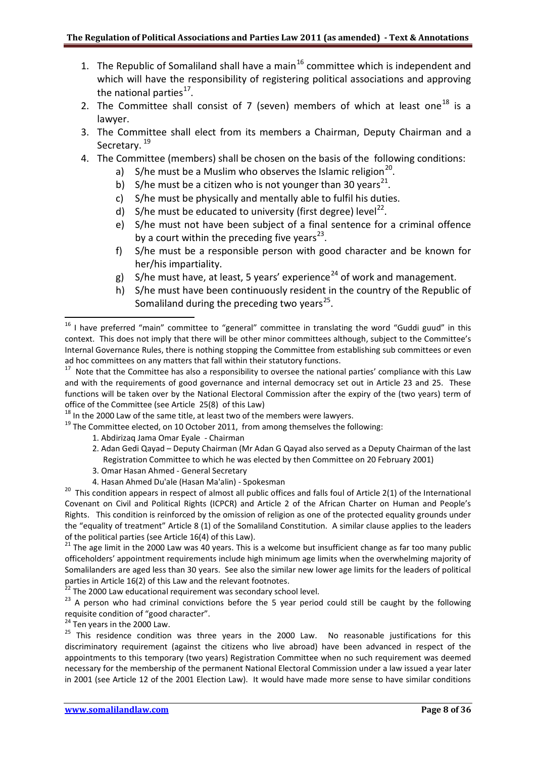1. The Republic of Somaliland shall have a main[16] committee which is independent and which will have the responsibility of registering political associations and approving the national parties[17].
2. The Committee shall consist of 7 (seven) members of which at least one[18] is a lawyer.
3. The Committee shall elect from its members a Chairman, Deputy Chairman and a Secretary.[19]
4. The Committee (members) shall be chosen on the basis of the following conditions:
   a) S/he must be a Muslim who observes the Islamic religion[20].
   b) S/he must be a citizen who is not younger than 30 years[21].
   c) S/he must be physically and mentally able to fulfil his duties.
   d) S/he must be educated to university (first degree) level[22].
   e) S/he must not have been subject of a final sentence for a criminal offence by a court within the preceding five years[23].
   f) S/he must be a responsible person with good character and be known for her/his impartiality.
   g) S/he must have, at least, 5 years' experience[24] of work and management.
   h) S/he must have been continuously resident in the country of the Republic of Somaliland during the preceding two years[25].

---

[16] I have preferred "main" committee to "general" committee in translating the word "Guddi guud" in this context. This does not imply that there will be other minor committees although, subject to the Committee's Internal Governance Rules, there is nothing stopping the Committee from establishing sub committees or even ad hoc committees on any matters that fall within their statutory functions.

[17] Note that the Committee has also a responsibility to oversee the national parties' compliance with this Law and with the requirements of good governance and internal democracy set out in Article 23 and 25. These functions will be taken over by the National Electoral Commission after the expiry of the (two years) term of office of the Committee (see Article 25(8) of this Law)

[18] In the 2000 Law of the same title, at least two of the members were lawyers.

[19] The Committee elected, on 10 October 2011, from among themselves the following:

1. Abdirizaq Jama Omar Eyale - Chairman
2. Adan Gedi Qayad – Deputy Chairman (Mr Adan G Qayad also served as a Deputy Chairman of the last Registration Committee to which he was elected by then Committee on 20 February 2001)
3. Omar Hasan Ahmed - General Secretary
4. Hasan Ahmed Du'ale (Hasan Ma'alin) - Spokesman

[20] This condition appears in respect of almost all public offices and falls foul of Article 2(1) of the International Covenant on Civil and Political Rights (ICPCR) and Article 2 of the African Charter on Human and People's Rights. This condition is reinforced by the omission of religion as one of the protected equality grounds under the "equality of treatment" Article 8 (1) of the Somaliland Constitution. A similar clause applies to the leaders of the political parties (see Article 16(4) of this Law).

[21] The age limit in the 2000 Law was 40 years. This is a welcome but insufficient change as far too many public officeholders' appointment requirements include high minimum age limits when the overwhelming majority of Somalilanders are aged less than 30 years. See also the similar new lower age limits for the leaders of political parties in Article 16(2) of this Law and the relevant footnotes.

[22] The 2000 Law educational requirement was secondary school level.

[23] A person who had criminal convictions before the 5 year period could still be caught by the following requisite condition of "good character".

[24] Ten years in the 2000 Law.

[25] This residence condition was three years in the 2000 Law. No reasonable justifications for this discriminatory requirement (against the citizens who live abroad) have been advanced in respect of the appointments to this temporary (two years) Registration Committee when no such requirement was deemed necessary for the membership of the permanent National Electoral Commission under a law issued a year later in 2001 (see Article 12 of the 2001 Election Law). It would have made more sense to have similar conditions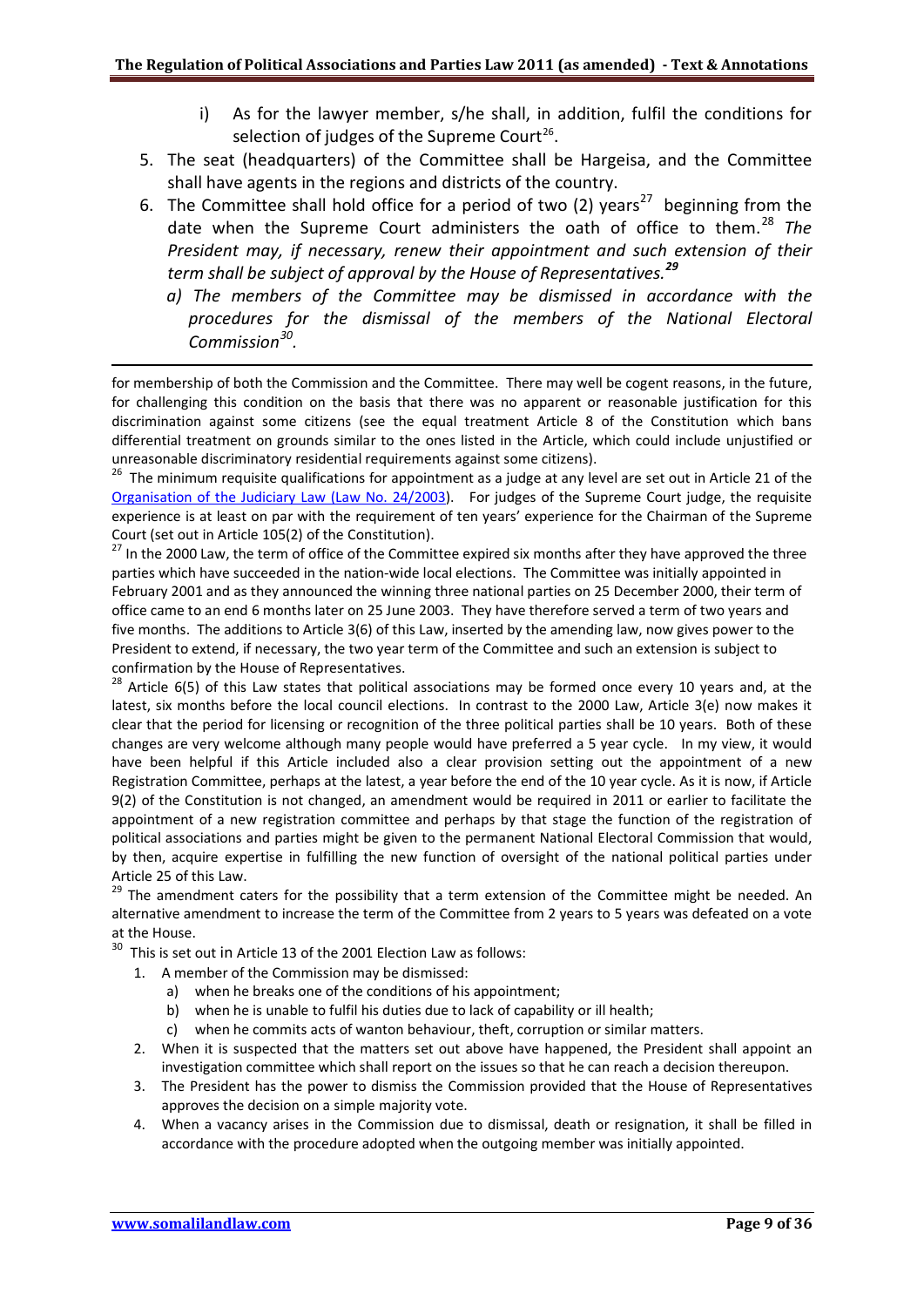i) As for the lawyer member, s/he shall, in addition, fulfil the conditions for selection of judges of the Supreme Court[26].

5. The seat (headquarters) of the Committee shall be Hargeisa, and the Committee shall have agents in the regions and districts of the country.
6. The Committee shall hold office for a period of two (2) years[27] beginning from the date when the Supreme Court administers the oath of office to them.[28] *The President may, if necessary, renew their appointment and such extension of their term shall be subject of approval by the House of Representatives.[29]*
   *a) The members of the Committee may be dismissed in accordance with the procedures for the dismissal of the members of the National Electoral Commission[30].*

---

for membership of both the Commission and the Committee. There may well be cogent reasons, in the future, for challenging this condition on the basis that there was no apparent or reasonable justification for this discrimination against some citizens (see the equal treatment Article 8 of the Constitution which bans differential treatment on grounds similar to the ones listed in the Article, which could include unjustified or unreasonable discriminatory residential requirements against some citizens).

[26] The minimum requisite qualifications for appointment as a judge at any level are set out in Article 21 of the Organisation of the Judiciary Law (Law No. 24/2003). For judges of the Supreme Court judge, the requisite experience is at least on par with the requirement of ten years' experience for the Chairman of the Supreme Court (set out in Article 105(2) of the Constitution).

[27] In the 2000 Law, the term of office of the Committee expired six months after they have approved the three parties which have succeeded in the nation-wide local elections. The Committee was initially appointed in February 2001 and as they announced the winning three national parties on 25 December 2000, their term of office came to an end 6 months later on 25 June 2003. They have therefore served a term of two years and five months. The additions to Article 3(6) of this Law, inserted by the amending law, now gives power to the President to extend, if necessary, the two year term of the Committee and such an extension is subject to confirmation by the House of Representatives.

[28] Article 6(5) of this Law states that political associations may be formed once every 10 years and, at the latest, six months before the local council elections. In contrast to the 2000 Law, Article 3(e) now makes it clear that the period for licensing or recognition of the three political parties shall be 10 years. Both of these changes are very welcome although many people would have preferred a 5 year cycle. In my view, it would have been helpful if this Article included also a clear provision setting out the appointment of a new Registration Committee, perhaps at the latest, a year before the end of the 10 year cycle. As it is now, if Article 9(2) of the Constitution is not changed, an amendment would be required in 2011 or earlier to facilitate the appointment of a new registration committee and perhaps by that stage the function of the registration of political associations and parties might be given to the permanent National Electoral Commission that would, by then, acquire expertise in fulfilling the new function of oversight of the national political parties under Article 25 of this Law.

[29] The amendment caters for the possibility that a term extension of the Committee might be needed. An alternative amendment to increase the term of the Committee from 2 years to 5 years was defeated on a vote at the House.

[30] This is set out in Article 13 of the 2001 Election Law as follows:

1. A member of the Commission may be dismissed:
   a) when he breaks one of the conditions of his appointment;
   b) when he is unable to fulfil his duties due to lack of capability or ill health;
   c) when he commits acts of wanton behaviour, theft, corruption or similar matters.
2. When it is suspected that the matters set out above have happened, the President shall appoint an investigation committee which shall report on the issues so that he can reach a decision thereupon.
3. The President has the power to dismiss the Commission provided that the House of Representatives approves the decision on a simple majority vote.
4. When a vacancy arises in the Commission due to dismissal, death or resignation, it shall be filled in accordance with the procedure adopted when the outgoing member was initially appointed.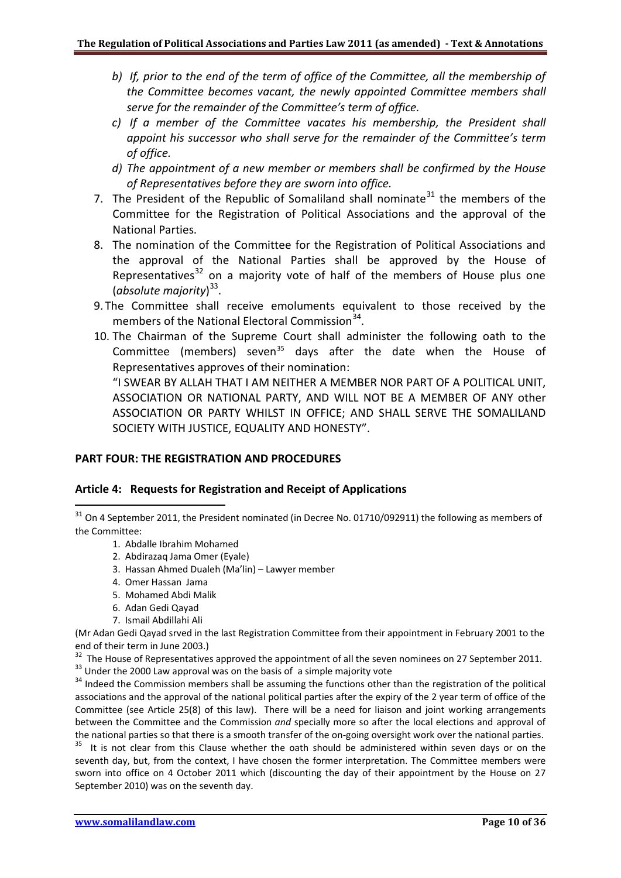b) *If, prior to the end of the term of office of the Committee, all the membership of the Committee becomes vacant, the newly appointed Committee members shall serve for the remainder of the Committee's term of office.*
c) *If a member of the Committee vacates his membership, the President shall appoint his successor who shall serve for the remainder of the Committee's term of office.*
d) *The appointment of a new member or members shall be confirmed by the House of Representatives before they are sworn into office.*

7. The President of the Republic of Somaliland shall nominate[31] the members of the Committee for the Registration of Political Associations and the approval of the National Parties.
8. The nomination of the Committee for the Registration of Political Associations and the approval of the National Parties shall be approved by the House of Representatives[32] on a majority vote of half of the members of House plus one (*absolute majority*)[33].
9. The Committee shall receive emoluments equivalent to those received by the members of the National Electoral Commission[34].
10. The Chairman of the Supreme Court shall administer the following oath to the Committee (members) seven[35] days after the date when the House of Representatives approves of their nomination:

    "I SWEAR BY ALLAH THAT I AM NEITHER A MEMBER NOR PART OF A POLITICAL UNIT, ASSOCIATION OR NATIONAL PARTY, AND WILL NOT BE A MEMBER OF ANY other ASSOCIATION OR PARTY WHILST IN OFFICE; AND SHALL SERVE THE SOMALILAND SOCIETY WITH JUSTICE, EQUALITY AND HONESTY".

## PART FOUR: THE REGISTRATION AND PROCEDURES

### Article 4: Requests for Registration and Receipt of Applications

---

[31] On 4 September 2011, the President nominated (in Decree No. 01710/092911) the following as members of the Committee:

1. Abdalle Ibrahim Mohamed
2. Abdirazaq Jama Omer (Eyale)
3. Hassan Ahmed Dualeh (Ma'lin) – Lawyer member
4. Omer Hassan Jama
5. Mohamed Abdi Malik
6. Adan Gedi Qayad
7. Ismail Abdillahi Ali

(Mr Adan Gedi Qayad srved in the last Registration Committee from their appointment in February 2001 to the end of their term in June 2003.)

[32] The House of Representatives approved the appointment of all the seven nominees on 27 September 2011.

[33] Under the 2000 Law approval was on the basis of a simple majority vote

[34] Indeed the Commission members shall be assuming the functions other than the registration of the political associations and the approval of the national political parties after the expiry of the 2 year term of office of the Committee (see Article 25(8) of this law). There will be a need for liaison and joint working arrangements between the Committee and the Commission *and* specially more so after the local elections and approval of the national parties so that there is a smooth transfer of the on-going oversight work over the national parties.

[35] It is not clear from this Clause whether the oath should be administered within seven days or on the seventh day, but, from the context, I have chosen the former interpretation. The Committee members were sworn into office on 4 October 2011 which (discounting the day of their appointment by the House on 27 September 2010) was on the seventh day.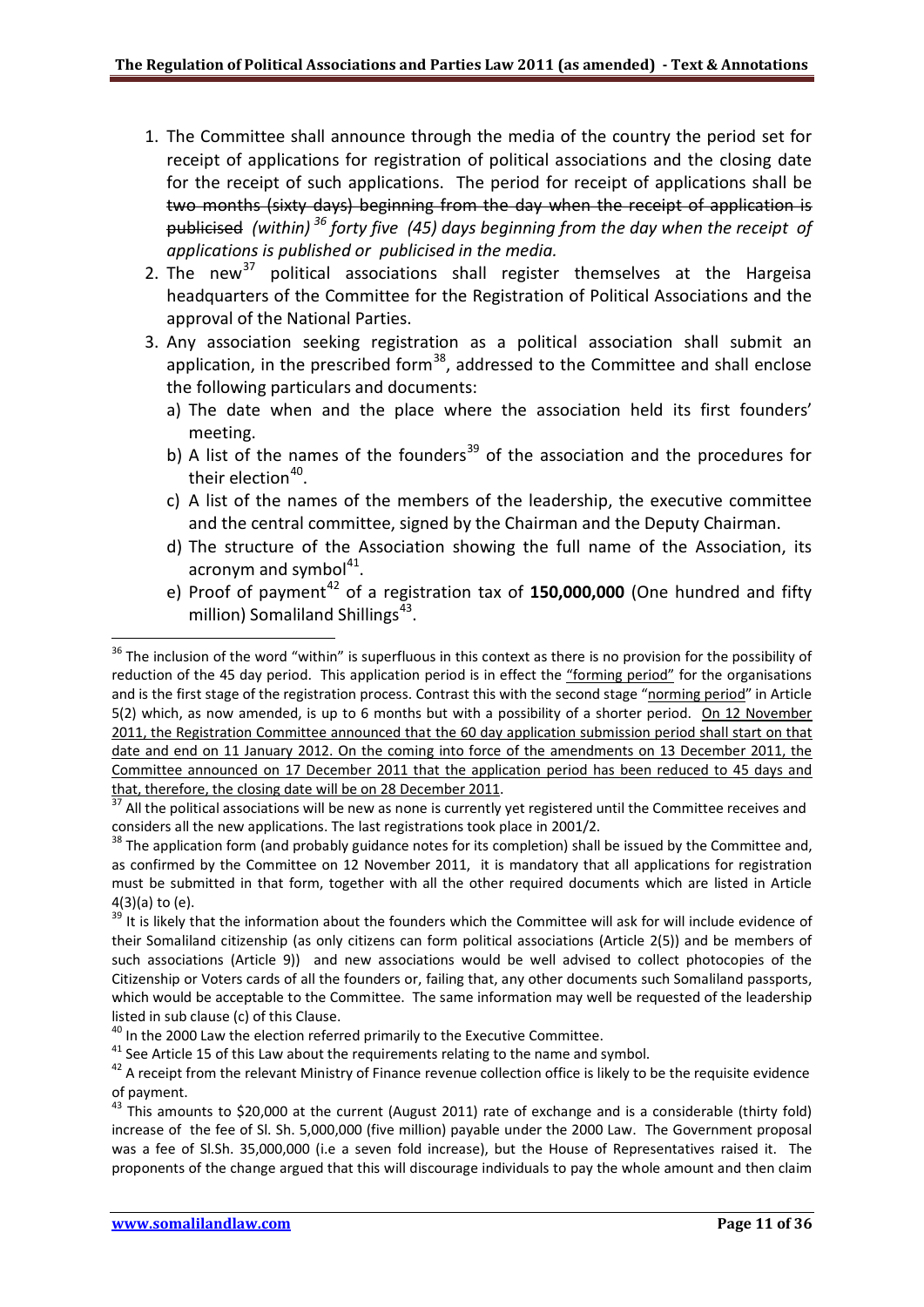1. The Committee shall announce through the media of the country the period set for receipt of applications for registration of political associations and the closing date for the receipt of such applications. The period for receipt of applications shall be ~~two months (sixty days) beginning from the day when the receipt of application is publicised~~ *(within)* [36] *forty five (45) days beginning from the day when the receipt of applications is published or publicised in the media.*
2. The new[37] political associations shall register themselves at the Hargeisa headquarters of the Committee for the Registration of Political Associations and the approval of the National Parties.
3. Any association seeking registration as a political association shall submit an application, in the prescribed form[38], addressed to the Committee and shall enclose the following particulars and documents:
   a) The date when and the place where the association held its first founders' meeting.
   b) A list of the names of the founders[39] of the association and the procedures for their election[40].
   c) A list of the names of the members of the leadership, the executive committee and the central committee, signed by the Chairman and the Deputy Chairman.
   d) The structure of the Association showing the full name of the Association, its acronym and symbol[41].
   e) Proof of payment[42] of a registration tax of **150,000,000** (One hundred and fifty million) Somaliland Shillings[43].

---

[36] The inclusion of the word "within" is superfluous in this context as there is no provision for the possibility of reduction of the 45 day period. This application period is in effect the "forming period" for the organisations and is the first stage of the registration process. Contrast this with the second stage "norming period" in Article 5(2) which, as now amended, is up to 6 months but with a possibility of a shorter period. On 12 November 2011, the Registration Committee announced that the 60 day application submission period shall start on that date and end on 11 January 2012. On the coming into force of the amendments on 13 December 2011, the Committee announced on 17 December 2011 that the application period has been reduced to 45 days and that, therefore, the closing date will be on 28 December 2011.

[37] All the political associations will be new as none is currently yet registered until the Committee receives and considers all the new applications. The last registrations took place in 2001/2.

[38] The application form (and probably guidance notes for its completion) shall be issued by the Committee and, as confirmed by the Committee on 12 November 2011, it is mandatory that all applications for registration must be submitted in that form, together with all the other required documents which are listed in Article 4(3)(a) to (e).

[39] It is likely that the information about the founders which the Committee will ask for will include evidence of their Somaliland citizenship (as only citizens can form political associations (Article 2(5)) and be members of such associations (Article 9)) and new associations would be well advised to collect photocopies of the Citizenship or Voters cards of all the founders or, failing that, any other documents such Somaliland passports, which would be acceptable to the Committee. The same information may well be requested of the leadership listed in sub clause (c) of this Clause.

[40] In the 2000 Law the election referred primarily to the Executive Committee.

[41] See Article 15 of this Law about the requirements relating to the name and symbol.

[42] A receipt from the relevant Ministry of Finance revenue collection office is likely to be the requisite evidence of payment.

[43] This amounts to $20,000 at the current (August 2011) rate of exchange and is a considerable (thirty fold) increase of the fee of Sl. Sh. 5,000,000 (five million) payable under the 2000 Law. The Government proposal was a fee of Sl.Sh. 35,000,000 (i.e a seven fold increase), but the House of Representatives raised it. The proponents of the change argued that this will discourage individuals to pay the whole amount and then claim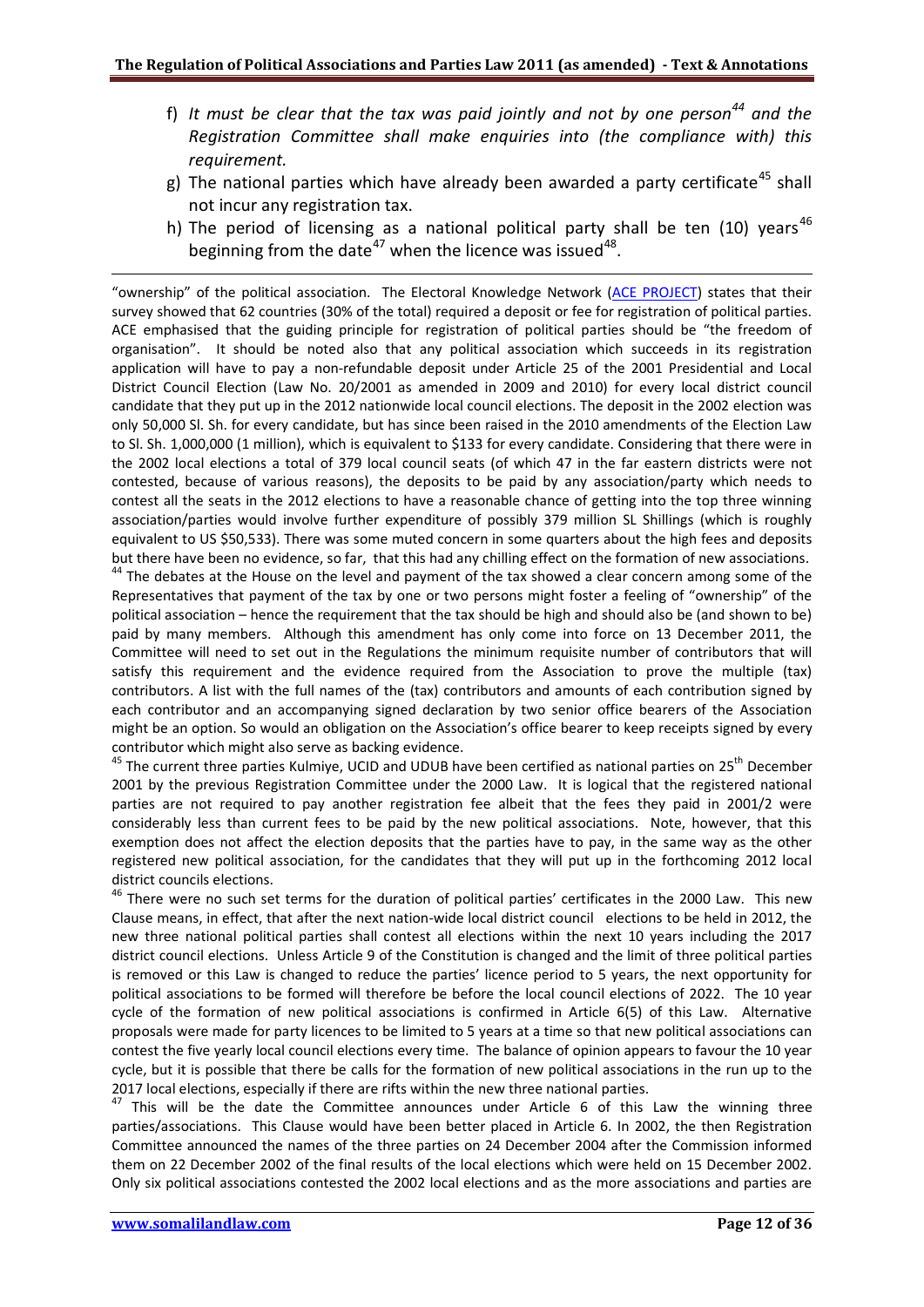f) *It must be clear that the tax was paid jointly and not by one person*[44] *and the Registration Committee shall make enquiries into (the compliance with) this requirement.*

g) The national parties which have already been awarded a party certificate[45] shall not incur any registration tax.

h) The period of licensing as a national political party shall be ten (10) years[46] beginning from the date[47] when the licence was issued[48].

---

"ownership" of the political association. The Electoral Knowledge Network (ACE PROJECT) states that their survey showed that 62 countries (30% of the total) required a deposit or fee for registration of political parties. ACE emphasised that the guiding principle for registration of political parties should be "the freedom of organisation". It should be noted also that any political association which succeeds in its registration application will have to pay a non-refundable deposit under Article 25 of the 2001 Presidential and Local District Council Election (Law No. 20/2001 as amended in 2009 and 2010) for every local district council candidate that they put up in the 2012 nationwide local council elections. The deposit in the 2002 election was only 50,000 Sl. Sh. for every candidate, but has since been raised in the 2010 amendments of the Election Law to Sl. Sh. 1,000,000 (1 million), which is equivalent to $133 for every candidate. Considering that there were in the 2002 local elections a total of 379 local council seats (of which 47 in the far eastern districts were not contested, because of various reasons), the deposits to be paid by any association/party which needs to contest all the seats in the 2012 elections to have a reasonable chance of getting into the top three winning association/parties would involve further expenditure of possibly 379 million SL Shillings (which is roughly equivalent to US $50,533). There was some muted concern in some quarters about the high fees and deposits but there have been no evidence, so far, that this had any chilling effect on the formation of new associations.

[44] The debates at the House on the level and payment of the tax showed a clear concern among some of the Representatives that payment of the tax by one or two persons might foster a feeling of "ownership" of the political association – hence the requirement that the tax should be high and should also be (and shown to be) paid by many members. Although this amendment has only come into force on 13 December 2011, the Committee will need to set out in the Regulations the minimum requisite number of contributors that will satisfy this requirement and the evidence required from the Association to prove the multiple (tax) contributors. A list with the full names of the (tax) contributors and amounts of each contribution signed by each contributor and an accompanying signed declaration by two senior office bearers of the Association might be an option. So would an obligation on the Association's office bearer to keep receipts signed by every contributor which might also serve as backing evidence.

[45] The current three parties Kulmiye, UCID and UDUB have been certified as national parties on 25th December 2001 by the previous Registration Committee under the 2000 Law. It is logical that the registered national parties are not required to pay another registration fee albeit that the fees they paid in 2001/2 were considerably less than current fees to be paid by the new political associations. Note, however, that this exemption does not affect the election deposits that the parties have to pay, in the same way as the other registered new political association, for the candidates that they will put up in the forthcoming 2012 local district councils elections.

[46] There were no such set terms for the duration of political parties' certificates in the 2000 Law. This new Clause means, in effect, that after the next nation-wide local district council elections to be held in 2012, the new three national political parties shall contest all elections within the next 10 years including the 2017 district council elections. Unless Article 9 of the Constitution is changed and the limit of three political parties is removed or this Law is changed to reduce the parties' licence period to 5 years, the next opportunity for political associations to be formed will therefore be before the local council elections of 2022. The 10 year cycle of the formation of new political associations is confirmed in Article 6(5) of this Law. Alternative proposals were made for party licences to be limited to 5 years at a time so that new political associations can contest the five yearly local council elections every time. The balance of opinion appears to favour the 10 year cycle, but it is possible that there be calls for the formation of new political associations in the run up to the 2017 local elections, especially if there are rifts within the new three national parties.

[47] This will be the date the Committee announces under Article 6 of this Law the winning three parties/associations. This Clause would have been better placed in Article 6. In 2002, the then Registration Committee announced the names of the three parties on 24 December 2004 after the Commission informed them on 22 December 2002 of the final results of the local elections which were held on 15 December 2002. Only six political associations contested the 2002 local elections and as the more associations and parties are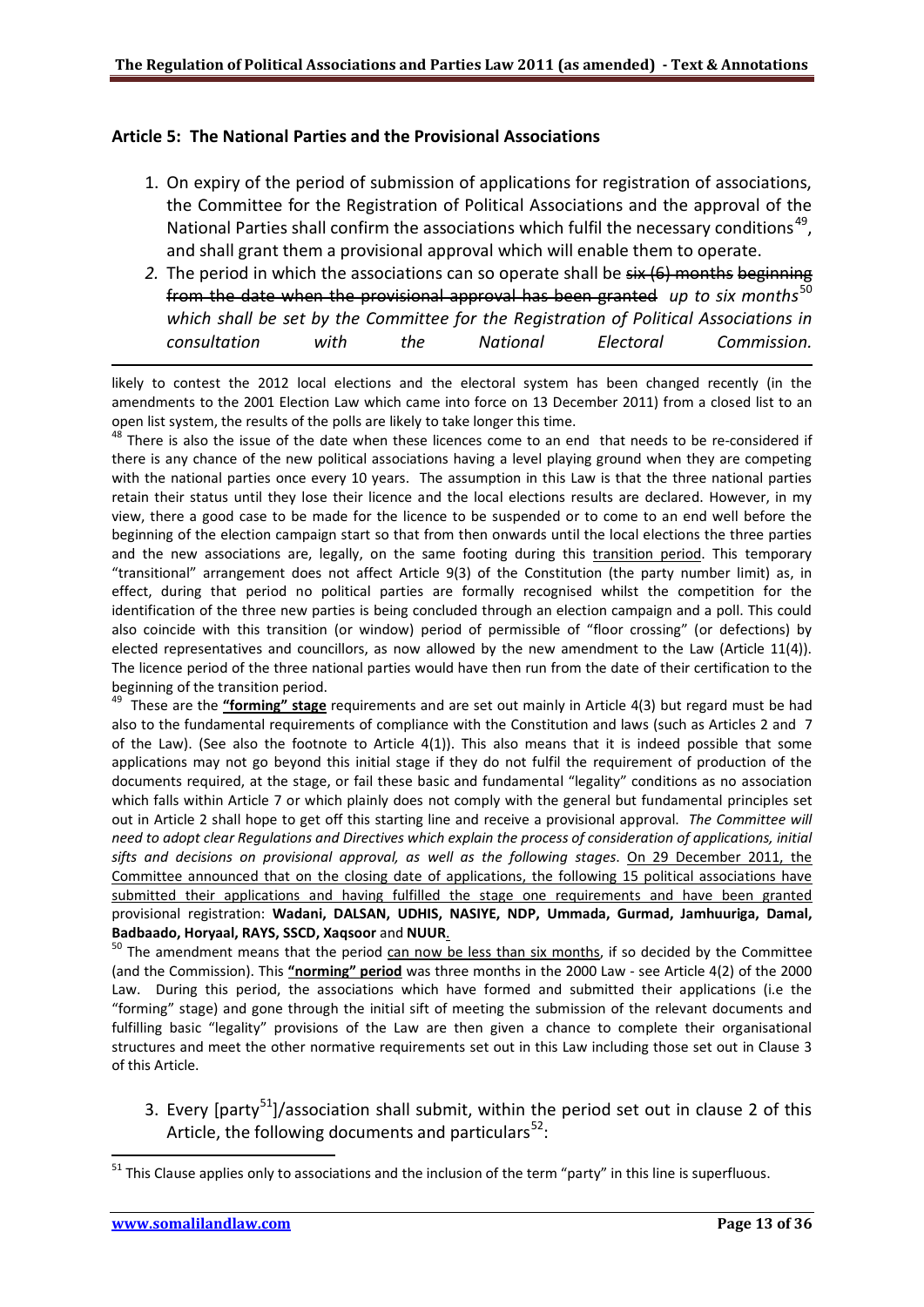## Article 5: The National Parties and the Provisional Associations

1. On expiry of the period of submission of applications for registration of associations, the Committee for the Registration of Political Associations and the approval of the National Parties shall confirm the associations which fulfil the necessary conditions[49], and shall grant them a provisional approval which will enable them to operate.
2. The period in which the associations can so operate shall be ~~six (6) months~~ ~~beginning from the date when the provisional approval has been granted~~ *up to six months*[50] *which shall be set by the Committee for the Registration of Political Associations in consultation with the National Electoral Commission.*

likely to contest the 2012 local elections and the electoral system has been changed recently (in the amendments to the 2001 Election Law which came into force on 13 December 2011) from a closed list to an open list system, the results of the polls are likely to take longer this time.

[48] There is also the issue of the date when these licences come to an end that needs to be re-considered if there is any chance of the new political associations having a level playing ground when they are competing with the national parties once every 10 years. The assumption in this Law is that the three national parties retain their status until they lose their licence and the local elections results are declared. However, in my view, there a good case to be made for the licence to be suspended or to come to an end well before the beginning of the election campaign start so that from then onwards until the local elections the three parties and the new associations are, legally, on the same footing during this transition period. This temporary "transitional" arrangement does not affect Article 9(3) of the Constitution (the party number limit) as, in effect, during that period no political parties are formally recognised whilst the competition for the identification of the three new parties is being concluded through an election campaign and a poll. This could also coincide with this transition (or window) period of permissible of "floor crossing" (or defections) by elected representatives and councillors, as now allowed by the new amendment to the Law (Article 11(4)). The licence period of the three national parties would have then run from the date of their certification to the beginning of the transition period.

[49] These are the **"forming" stage** requirements and are set out mainly in Article 4(3) but regard must be had also to the fundamental requirements of compliance with the Constitution and laws (such as Articles 2 and 7 of the Law). (See also the footnote to Article 4(1)). This also means that it is indeed possible that some applications may not go beyond this initial stage if they do not fulfil the requirement of production of the documents required, at the stage, or fail these basic and fundamental "legality" conditions as no association which falls within Article 7 or which plainly does not comply with the general but fundamental principles set out in Article 2 shall hope to get off this starting line and receive a provisional approval. *The Committee will need to adopt clear Regulations and Directives which explain the process of consideration of applications, initial sifts and decisions on provisional approval, as well as the following stages.* On 29 December 2011, the Committee announced that on the closing date of applications, the following 15 political associations have submitted their applications and having fulfilled the stage one requirements and have been granted provisional registration: **Wadani, DALSAN, UDHIS, NASIYE, NDP, Ummada, Gurmad, Jamhuuriga, Damal, Badbaado, Horyaal, RAYS, SSCD, Xaqsoor** and **NUUR**.

[50] The amendment means that the period can now be less than six months, if so decided by the Committee (and the Commission). This **"norming" period** was three months in the 2000 Law - see Article 4(2) of the 2000 Law. During this period, the associations which have formed and submitted their applications (i.e the "forming" stage) and gone through the initial sift of meeting the submission of the relevant documents and fulfilling basic "legality" provisions of the Law are then given a chance to complete their organisational structures and meet the other normative requirements set out in this Law including those set out in Clause 3 of this Article.

3. Every [party[51]]/association shall submit, within the period set out in clause 2 of this Article, the following documents and particulars[52]:

[51] This Clause applies only to associations and the inclusion of the term "party" in this line is superfluous.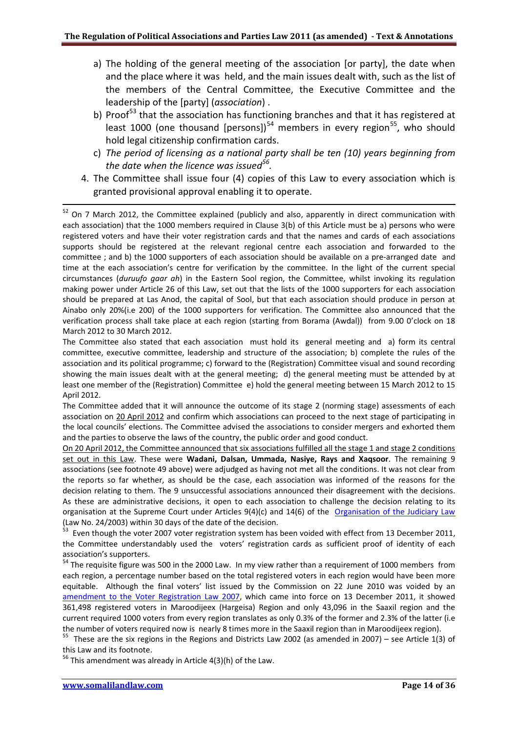a) The holding of the general meeting of the association [or party], the date when and the place where it was held, and the main issues dealt with, such as the list of the members of the Central Committee, the Executive Committee and the leadership of the [party] (*association*) .

b) Proof[53] that the association has functioning branches and that it has registered at least 1000 (one thousand [persons])[54] members in every region[55], who should hold legal citizenship confirmation cards.

c) *The period of licensing as a national party shall be ten (10) years beginning from the date when the licence was issued[56].*

4. The Committee shall issue four (4) copies of this Law to every association which is granted provisional approval enabling it to operate.

---

[52] On 7 March 2012, the Committee explained (publicly and also, apparently in direct communication with each association) that the 1000 members required in Clause 3(b) of this Article must be a) persons who were registered voters and have their voter registration cards and that the names and cards of each associations supports should be registered at the relevant regional centre each association and forwarded to the committee ; and b) the 1000 supporters of each association should be available on a pre-arranged date and time at the each association's centre for verification by the committee. In the light of the current special circumstances (*duruufo gaar ah*) in the Eastern Sool region, the Committee, whilst invoking its regulation making power under Article 26 of this Law, set out that the lists of the 1000 supporters for each association should be prepared at Las Anod, the capital of Sool, but that each association should produce in person at Ainabo only 20%(i.e 200) of the 1000 supporters for verification. The Committee also announced that the verification process shall take place at each region (starting from Borama (Awdal)) from 9.00 0'clock on 18 March 2012 to 30 March 2012.

The Committee also stated that each association must hold its general meeting and a) form its central committee, executive committee, leadership and structure of the association; b) complete the rules of the association and its political programme; c) forward to the (Registration) Committee visual and sound recording showing the main issues dealt with at the general meeting; d) the general meeting must be attended by at least one member of the (Registration) Committee e) hold the general meeting between 15 March 2012 to 15 April 2012.

The Committee added that it will announce the outcome of its stage 2 (norming stage) assessments of each association on 20 April 2012 and confirm which associations can proceed to the next stage of participating in the local councils' elections. The Committee advised the associations to consider mergers and exhorted them and the parties to observe the laws of the country, the public order and good conduct.

On 20 April 2012, the Committee announced that six associations fulfilled all the stage 1 and stage 2 conditions set out in this Law. These were **Wadani, Dalsan, Ummada, Nasiye, Rays and Xaqsoor**. The remaining 9 associations (see footnote 49 above) were adjudged as having not met all the conditions. It was not clear from the reports so far whether, as should be the case, each association was informed of the reasons for the decision relating to them. The 9 unsuccessful associations announced their disagreement with the decisions. As these are administrative decisions, it open to each association to challenge the decision relating to its organisation at the Supreme Court under Articles 9(4)(c) and 14(6) of the Organisation of the Judiciary Law (Law No. 24/2003) within 30 days of the date of the decision.

[53] Even though the voter 2007 voter registration system has been voided with effect from 13 December 2011, the Committee understandably used the voters' registration cards as sufficient proof of identity of each association's supporters.

[54] The requisite figure was 500 in the 2000 Law. In my view rather than a requirement of 1000 members from each region, a percentage number based on the total registered voters in each region would have been more equitable. Although the final voters' list issued by the Commission on 22 June 2010 was voided by an amendment to the Voter Registration Law 2007, which came into force on 13 December 2011, it showed 361,498 registered voters in Maroodijeex (Hargeisa) Region and only 43,096 in the Saaxil region and the current required 1000 voters from every region translates as only 0.3% of the former and 2.3% of the latter (i.e the number of voters required now is nearly 8 times more in the Saaxil region than in Maroodijeex region).

[55] These are the six regions in the Regions and Districts Law 2002 (as amended in 2007) – see Article 1(3) of this Law and its footnote.

[56] This amendment was already in Article 4(3)(h) of the Law.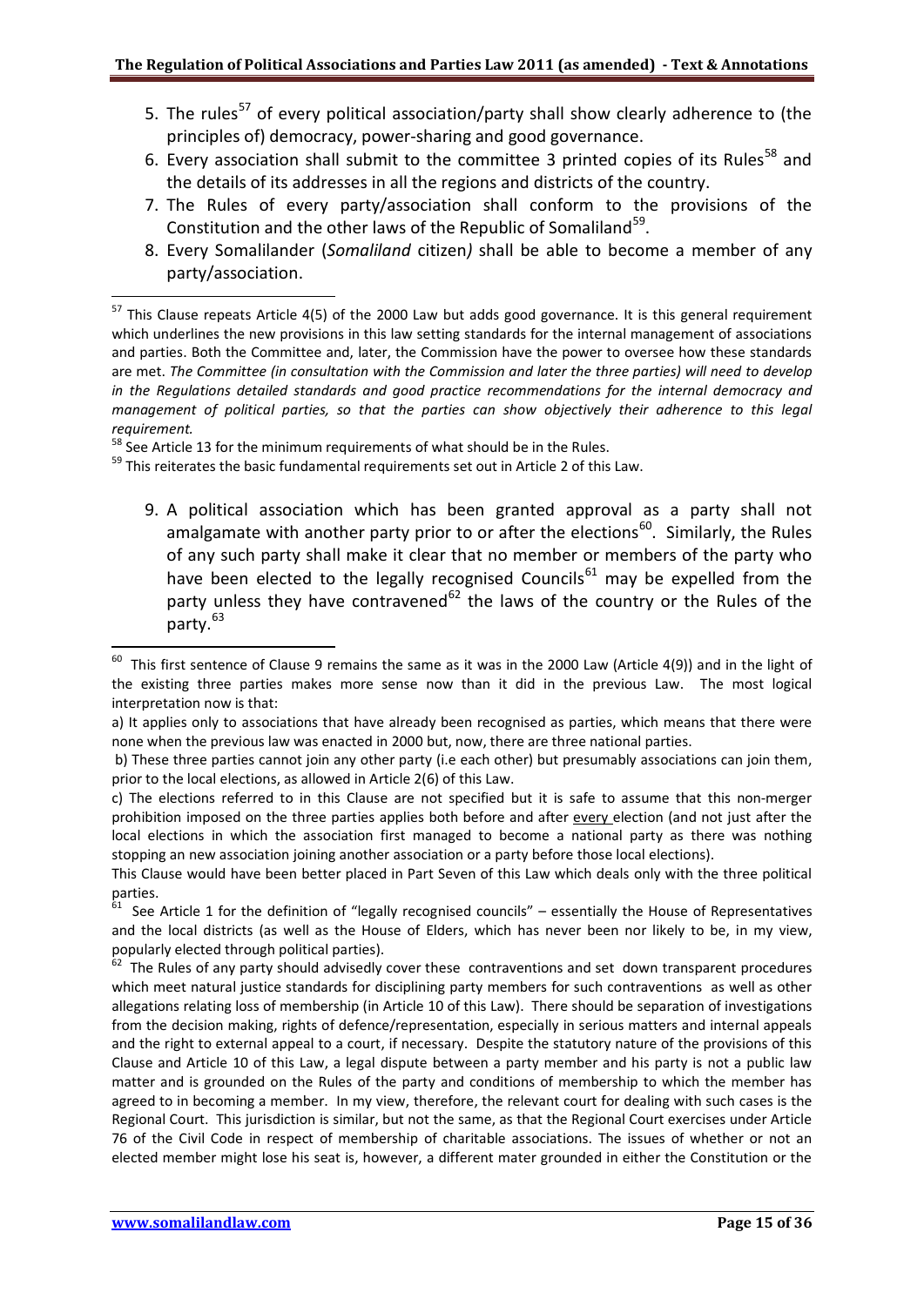5. The rules[57] of every political association/party shall show clearly adherence to (the principles of) democracy, power-sharing and good governance.
6. Every association shall submit to the committee 3 printed copies of its Rules[58] and the details of its addresses in all the regions and districts of the country.
7. The Rules of every party/association shall conform to the provisions of the Constitution and the other laws of the Republic of Somaliland[59].
8. Every Somalilander (*Somaliland* citizen*)* shall be able to become a member of any party/association.

[57] This Clause repeats Article 4(5) of the 2000 Law but adds good governance. It is this general requirement which underlines the new provisions in this law setting standards for the internal management of associations and parties. Both the Committee and, later, the Commission have the power to oversee how these standards are met. *The Committee (in consultation with the Commission and later the three parties) will need to develop in the Regulations detailed standards and good practice recommendations for the internal democracy and management of political parties, so that the parties can show objectively their adherence to this legal requirement.*

[58] See Article 13 for the minimum requirements of what should be in the Rules.

[59] This reiterates the basic fundamental requirements set out in Article 2 of this Law.

9. A political association which has been granted approval as a party shall not amalgamate with another party prior to or after the elections[60]. Similarly, the Rules of any such party shall make it clear that no member or members of the party who have been elected to the legally recognised Councils[61] may be expelled from the party unless they have contravened[62] the laws of the country or the Rules of the party.[63]

[60] This first sentence of Clause 9 remains the same as it was in the 2000 Law (Article 4(9)) and in the light of the existing three parties makes more sense now than it did in the previous Law. The most logical interpretation now is that:

a) It applies only to associations that have already been recognised as parties, which means that there were none when the previous law was enacted in 2000 but, now, there are three national parties.

b) These three parties cannot join any other party (i.e each other) but presumably associations can join them, prior to the local elections, as allowed in Article 2(6) of this Law.

c) The elections referred to in this Clause are not specified but it is safe to assume that this non-merger prohibition imposed on the three parties applies both before and after every election (and not just after the local elections in which the association first managed to become a national party as there was nothing stopping an new association joining another association or a party before those local elections).

This Clause would have been better placed in Part Seven of this Law which deals only with the three political parties.

[61] See Article 1 for the definition of "legally recognised councils" – essentially the House of Representatives and the local districts (as well as the House of Elders, which has never been nor likely to be, in my view, popularly elected through political parties).

[62] The Rules of any party should advisedly cover these contraventions and set down transparent procedures which meet natural justice standards for disciplining party members for such contraventions as well as other allegations relating loss of membership (in Article 10 of this Law). There should be separation of investigations from the decision making, rights of defence/representation, especially in serious matters and internal appeals and the right to external appeal to a court, if necessary. Despite the statutory nature of the provisions of this Clause and Article 10 of this Law, a legal dispute between a party member and his party is not a public law matter and is grounded on the Rules of the party and conditions of membership to which the member has agreed to in becoming a member. In my view, therefore, the relevant court for dealing with such cases is the Regional Court. This jurisdiction is similar, but not the same, as that the Regional Court exercises under Article 76 of the Civil Code in respect of membership of charitable associations. The issues of whether or not an elected member might lose his seat is, however, a different mater grounded in either the Constitution or the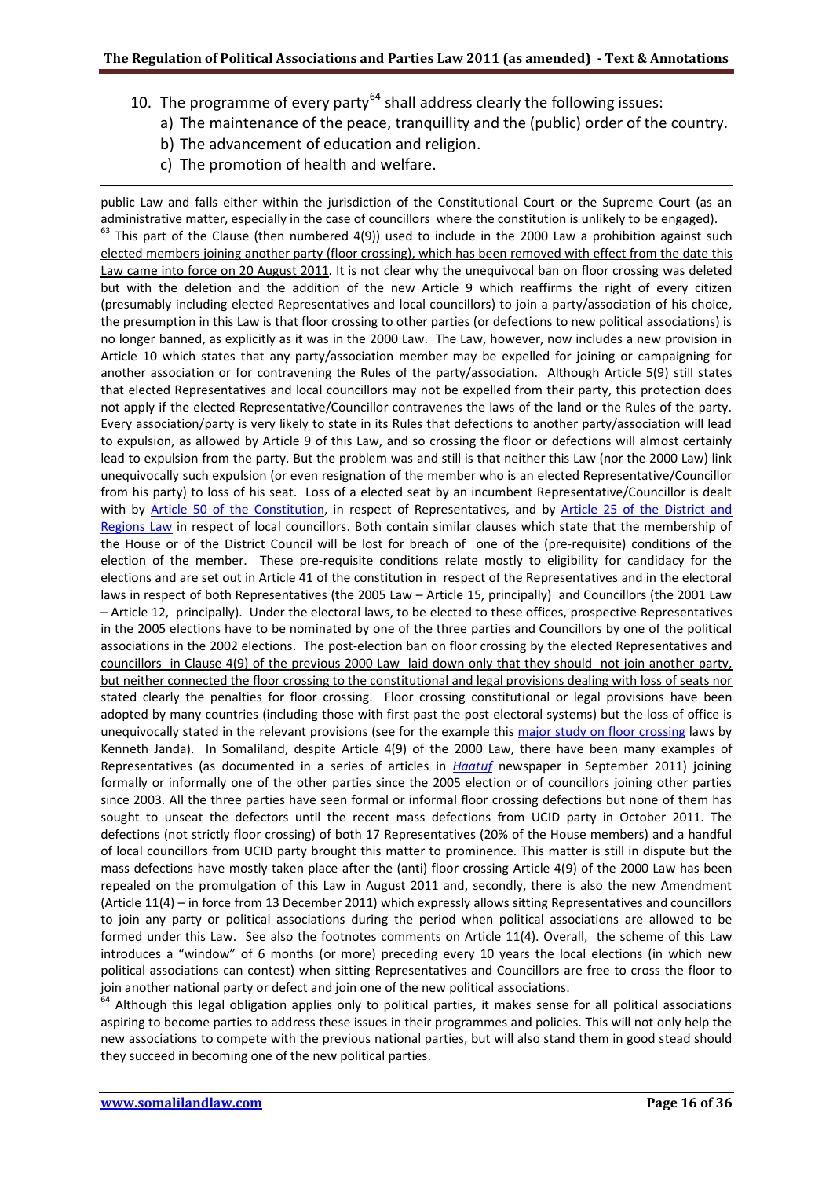10. The programme of every party[64] shall address clearly the following issues:
    a) The maintenance of the peace, tranquillity and the (public) order of the country.
    b) The advancement of education and religion.
    c) The promotion of health and welfare.

---

public Law and falls either within the jurisdiction of the Constitutional Court or the Supreme Court (as an administrative matter, especially in the case of councillors where the constitution is unlikely to be engaged).

[63] This part of the Clause (then numbered 4(9)) used to include in the 2000 Law a prohibition against such elected members joining another party (floor crossing), which has been removed with effect from the date this Law came into force on 20 August 2011. It is not clear why the unequivocal ban on floor crossing was deleted but with the deletion and the addition of the new Article 9 which reaffirms the right of every citizen (presumably including elected Representatives and local councillors) to join a party/association of his choice, the presumption in this Law is that floor crossing to other parties (or defections to new political associations) is no longer banned, as explicitly as it was in the 2000 Law. The Law, however, now includes a new provision in Article 10 which states that any party/association member may be expelled for joining or campaigning for another association or for contravening the Rules of the party/association. Although Article 5(9) still states that elected Representatives and local councillors may not be expelled from their party, this protection does not apply if the elected Representative/Councillor contravenes the laws of the land or the Rules of the party. Every association/party is very likely to state in its Rules that defections to another party/association will lead to expulsion, as allowed by Article 9 of this Law, and so crossing the floor or defections will almost certainly lead to expulsion from the party. But the problem was and still is that neither this Law (nor the 2000 Law) link unequivocally such expulsion (or even resignation of the member who is an elected Representative/Councillor from his party) to loss of his seat. Loss of a elected seat by an incumbent Representative/Councillor is dealt with by Article 50 of the Constitution, in respect of Representatives, and by Article 25 of the District and Regions Law in respect of local councillors. Both contain similar clauses which state that the membership of the House or of the District Council will be lost for breach of one of the (pre-requisite) conditions of the election of the member. These pre-requisite conditions relate mostly to eligibility for candidacy for the elections and are set out in Article 41 of the constitution in respect of the Representatives and in the electoral laws in respect of both Representatives (the 2005 Law – Article 15, principally) and Councillors (the 2001 Law – Article 12, principally). Under the electoral laws, to be elected to these offices, prospective Representatives in the 2005 elections have to be nominated by one of the three parties and Councillors by one of the political associations in the 2002 elections. The post-election ban on floor crossing by the elected Representatives and councillors in Clause 4(9) of the previous 2000 Law laid down only that they should not join another party, but neither connected the floor crossing to the constitutional and legal provisions dealing with loss of seats nor stated clearly the penalties for floor crossing. Floor crossing constitutional or legal provisions have been adopted by many countries (including those with first past the post electoral systems) but the loss of office is unequivocally stated in the relevant provisions (see for the example this major study on floor crossing laws by Kenneth Janda). In Somaliland, despite Article 4(9) of the 2000 Law, there have been many examples of Representatives (as documented in a series of articles in *Haatuf* newspaper in September 2011) joining formally or informally one of the other parties since the 2005 election or of councillors joining other parties since 2003. All the three parties have seen formal or informal floor crossing defections but none of them has sought to unseat the defectors until the recent mass defections from UCID party in October 2011. The defections (not strictly floor crossing) of both 17 Representatives (20% of the House members) and a handful of local councillors from UCID party brought this matter to prominence. This matter is still in dispute but the mass defections have mostly taken place after the (anti) floor crossing Article 4(9) of the 2000 Law has been repealed on the promulgation of this Law in August 2011 and, secondly, there is also the new Amendment (Article 11(4) – in force from 13 December 2011) which expressly allows sitting Representatives and councillors to join any party or political associations during the period when political associations are allowed to be formed under this Law. See also the footnotes comments on Article 11(4). Overall, the scheme of this Law introduces a "window" of 6 months (or more) preceding every 10 years the local elections (in which new political associations can contest) when sitting Representatives and Councillors are free to cross the floor to join another national party or defect and join one of the new political associations.

[64] Although this legal obligation applies only to political parties, it makes sense for all political associations aspiring to become parties to address these issues in their programmes and policies. This will not only help the new associations to compete with the previous national parties, but will also stand them in good stead should they succeed in becoming one of the new political parties.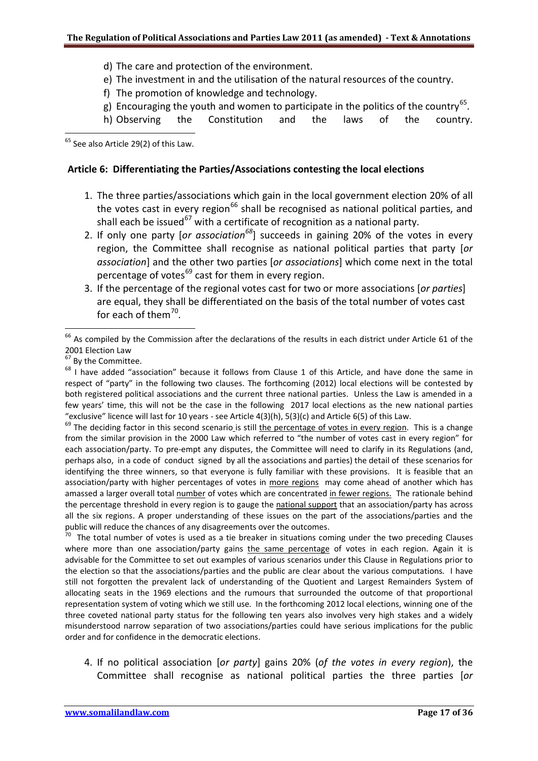d) The care and protection of the environment.
e) The investment in and the utilisation of the natural resources of the country.
f) The promotion of knowledge and technology.
g) Encouraging the youth and women to participate in the politics of the country[65].
h) Observing the Constitution and the laws of the country.

[65] See also Article 29(2) of this Law.

**Article 6: Differentiating the Parties/Associations contesting the local elections**

1. The three parties/associations which gain in the local government election 20% of all the votes cast in every region[66] shall be recognised as national political parties, and shall each be issued[67] with a certificate of recognition as a national party.
2. If only one party [*or association*[68]] succeeds in gaining 20% of the votes in every region, the Committee shall recognise as national political parties that party [*or association*] and the other two parties [*or associations*] which come next in the total percentage of votes[69] cast for them in every region.
3. If the percentage of the regional votes cast for two or more associations [*or parties*] are equal, they shall be differentiated on the basis of the total number of votes cast for each of them[70].

[66] As compiled by the Commission after the declarations of the results in each district under Article 61 of the 2001 Election Law

[67] By the Committee.

[68] I have added "association" because it follows from Clause 1 of this Article, and have done the same in respect of "party" in the following two clauses. The forthcoming (2012) local elections will be contested by both registered political associations and the current three national parties. Unless the Law is amended in a few years' time, this will not be the case in the following 2017 local elections as the new national parties "exclusive" licence will last for 10 years - see Article 4(3)(h), 5(3)(c) and Article 6(5) of this Law.

[69] The deciding factor in this second scenario is still the percentage of votes in every region. This is a change from the similar provision in the 2000 Law which referred to "the number of votes cast in every region" for each association/party. To pre-empt any disputes, the Committee will need to clarify in its Regulations (and, perhaps also, in a code of conduct signed by all the associations and parties) the detail of these scenarios for identifying the three winners, so that everyone is fully familiar with these provisions. It is feasible that an association/party with higher percentages of votes in more regions may come ahead of another which has amassed a larger overall total number of votes which are concentrated in fewer regions. The rationale behind the percentage threshold in every region is to gauge the national support that an association/party has across all the six regions. A proper understanding of these issues on the part of the associations/parties and the public will reduce the chances of any disagreements over the outcomes.

[70] The total number of votes is used as a tie breaker in situations coming under the two preceding Clauses where more than one association/party gains the same percentage of votes in each region. Again it is advisable for the Committee to set out examples of various scenarios under this Clause in Regulations prior to the election so that the associations/parties and the public are clear about the various computations. I have still not forgotten the prevalent lack of understanding of the Quotient and Largest Remainders System of allocating seats in the 1969 elections and the rumours that surrounded the outcome of that proportional representation system of voting which we still use. In the forthcoming 2012 local elections, winning one of the three coveted national party status for the following ten years also involves very high stakes and a widely misunderstood narrow separation of two associations/parties could have serious implications for the public order and for confidence in the democratic elections.

4. If no political association [*or party*] gains 20% (*of the votes in every region*), the Committee shall recognise as national political parties the three parties [*or*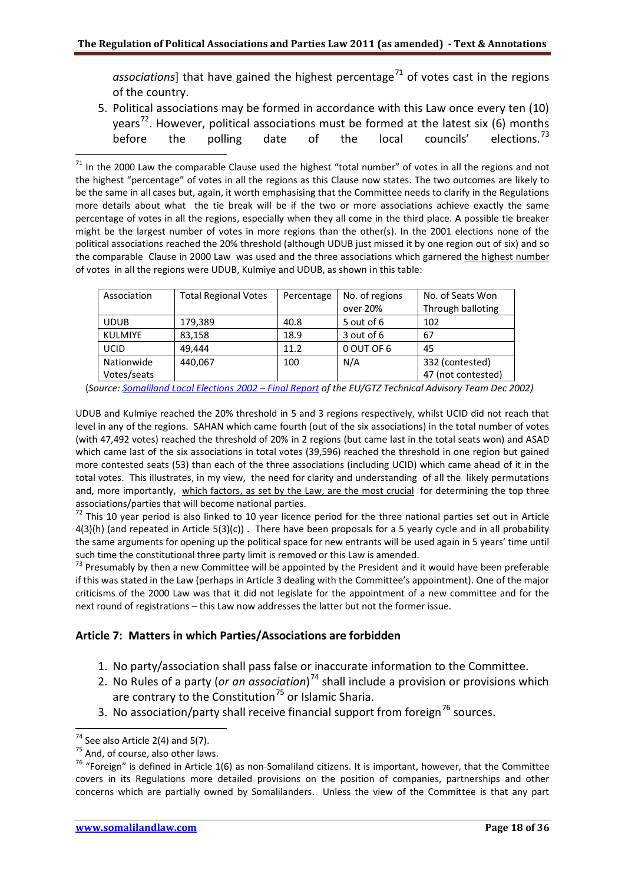*associations*] that have gained the highest percentage[71] of votes cast in the regions of the country.

5. Political associations may be formed in accordance with this Law once every ten (10) years[72]. However, political associations must be formed at the latest six (6) months before the polling date of the local councils' elections.[73]

---

[71] In the 2000 Law the comparable Clause used the highest "total number" of votes in all the regions and not the highest "percentage" of votes in all the regions as this Clause now states. The two outcomes are likely to be the same in all cases but, again, it worth emphasising that the Committee needs to clarify in the Regulations more details about what the tie break will be if the two or more associations achieve exactly the same percentage of votes in all the regions, especially when they all come in the third place. A possible tie breaker might be the largest number of votes in more regions than the other(s). In the 2001 elections none of the political associations reached the 20% threshold (although UDUB just missed it by one region out of six) and so the comparable Clause in 2000 Law was used and the three associations which garnered the highest number of votes in all the regions were UDUB, Kulmiye and UDUB, as shown in this table:

| Association | Total Regional Votes | Percentage | No. of regions over 20% | No. of Seats Won Through balloting |
|---|---|---|---|---|
| UDUB | 179,389 | 40.8 | 5 out of 6 | 102 |
| KULMIYE | 83,158 | 18.9 | 3 out of 6 | 67 |
| UCID | 49,444 | 11.2 | 0 OUT OF 6 | 45 |
| Nationwide Votes/seats | 440,067 | 100 | N/A | 332 (contested) 47 (not contested) |

(*Source: Somaliland Local Elections 2002 – Final Report of the EU/GTZ Technical Advisory Team Dec 2002)*

UDUB and Kulmiye reached the 20% threshold in 5 and 3 regions respectively, whilst UCID did not reach that level in any of the regions. SAHAN which came fourth (out of the six associations) in the total number of votes (with 47,492 votes) reached the threshold of 20% in 2 regions (but came last in the total seats won) and ASAD which came last of the six associations in total votes (39,596) reached the threshold in one region but gained more contested seats (53) than each of the three associations (including UCID) which came ahead of it in the total votes. This illustrates, in my view, the need for clarity and understanding of all the likely permutations and, more importantly, which factors, as set by the Law, are the most crucial for determining the top three associations/parties that will become national parties.

[72] This 10 year period is also linked to 10 year licence period for the three national parties set out in Article 4(3)(h) (and repeated in Article 5(3)(c)) . There have been proposals for a 5 yearly cycle and in all probability the same arguments for opening up the political space for new entrants will be used again in 5 years' time until such time the constitutional three party limit is removed or this Law is amended.

[73] Presumably by then a new Committee will be appointed by the President and it would have been preferable if this was stated in the Law (perhaps in Article 3 dealing with the Committee's appointment). One of the major criticisms of the 2000 Law was that it did not legislate for the appointment of a new committee and for the next round of registrations – this Law now addresses the latter but not the former issue.

### Article 7: Matters in which Parties/Associations are forbidden

1. No party/association shall pass false or inaccurate information to the Committee.
2. No Rules of a party (*or an association*)[74] shall include a provision or provisions which are contrary to the Constitution[75] or Islamic Sharia.
3. No association/party shall receive financial support from foreign[76] sources.

---

[74] See also Article 2(4) and 5(7).

[75] And, of course, also other laws.

[76] "Foreign" is defined in Article 1(6) as non-Somaliland citizens. It is important, however, that the Committee covers in its Regulations more detailed provisions on the position of companies, partnerships and other concerns which are partially owned by Somalilanders. Unless the view of the Committee is that any part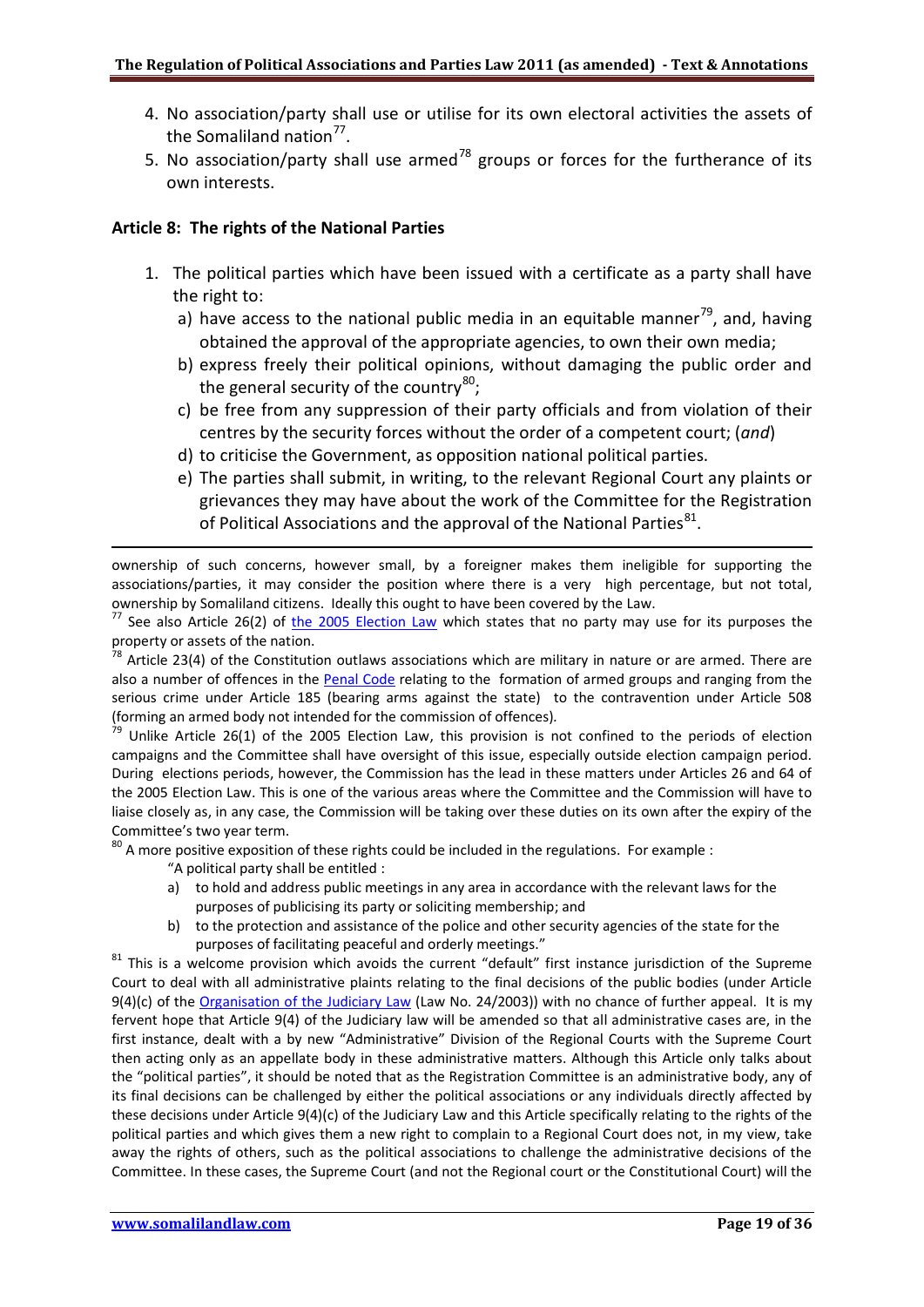4. No association/party shall use or utilise for its own electoral activities the assets of the Somaliland nation[77].
5. No association/party shall use armed[78] groups or forces for the furtherance of its own interests.

## Article 8: The rights of the National Parties

1. The political parties which have been issued with a certificate as a party shall have the right to:
   a) have access to the national public media in an equitable manner[79], and, having obtained the approval of the appropriate agencies, to own their own media;
   b) express freely their political opinions, without damaging the public order and the general security of the country[80];
   c) be free from any suppression of their party officials and from violation of their centres by the security forces without the order of a competent court; (*and*)
   d) to criticise the Government, as opposition national political parties.
   e) The parties shall submit, in writing, to the relevant Regional Court any plaints or grievances they may have about the work of the Committee for the Registration of Political Associations and the approval of the National Parties[81].

---

ownership of such concerns, however small, by a foreigner makes them ineligible for supporting the associations/parties, it may consider the position where there is a very high percentage, but not total, ownership by Somaliland citizens. Ideally this ought to have been covered by the Law.

[77] See also Article 26(2) of the 2005 Election Law which states that no party may use for its purposes the property or assets of the nation.

[78] Article 23(4) of the Constitution outlaws associations which are military in nature or are armed. There are also a number of offences in the Penal Code relating to the formation of armed groups and ranging from the serious crime under Article 185 (bearing arms against the state) to the contravention under Article 508 (forming an armed body not intended for the commission of offences).

[79] Unlike Article 26(1) of the 2005 Election Law, this provision is not confined to the periods of election campaigns and the Committee shall have oversight of this issue, especially outside election campaign period. During elections periods, however, the Commission has the lead in these matters under Articles 26 and 64 of the 2005 Election Law. This is one of the various areas where the Committee and the Commission will have to liaise closely as, in any case, the Commission will be taking over these duties on its own after the expiry of the Committee's two year term.

[80] A more positive exposition of these rights could be included in the regulations. For example :

"A political party shall be entitled :

a) to hold and address public meetings in any area in accordance with the relevant laws for the purposes of publicising its party or soliciting membership; and
b) to the protection and assistance of the police and other security agencies of the state for the purposes of facilitating peaceful and orderly meetings."

[81] This is a welcome provision which avoids the current "default" first instance jurisdiction of the Supreme Court to deal with all administrative plaints relating to the final decisions of the public bodies (under Article 9(4)(c) of the Organisation of the Judiciary Law (Law No. 24/2003)) with no chance of further appeal. It is my fervent hope that Article 9(4) of the Judiciary law will be amended so that all administrative cases are, in the first instance, dealt with a by new "Administrative" Division of the Regional Courts with the Supreme Court then acting only as an appellate body in these administrative matters. Although this Article only talks about the "political parties", it should be noted that as the Registration Committee is an administrative body, any of its final decisions can be challenged by either the political associations or any individuals directly affected by these decisions under Article 9(4)(c) of the Judiciary Law and this Article specifically relating to the rights of the political parties and which gives them a new right to complain to a Regional Court does not, in my view, take away the rights of others, such as the political associations to challenge the administrative decisions of the Committee. In these cases, the Supreme Court (and not the Regional court or the Constitutional Court) will the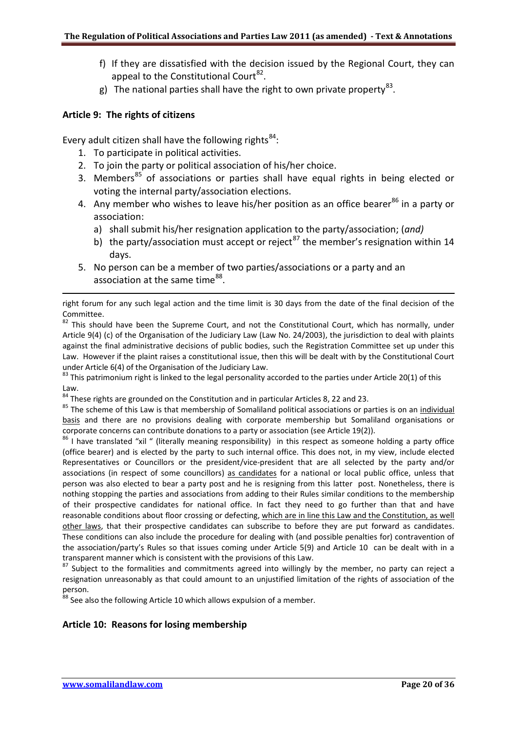f) If they are dissatisfied with the decision issued by the Regional Court, they can appeal to the Constitutional Court[82].

g) The national parties shall have the right to own private property[83].

### Article 9: The rights of citizens

Every adult citizen shall have the following rights[84]:

1. To participate in political activities.
2. To join the party or political association of his/her choice.
3. Members[85] of associations or parties shall have equal rights in being elected or voting the internal party/association elections.
4. Any member who wishes to leave his/her position as an office bearer[86] in a party or association:
   a) shall submit his/her resignation application to the party/association; (*and)*
   b) the party/association must accept or reject[87] the member's resignation within 14 days.
5. No person can be a member of two parties/associations or a party and an association at the same time[88].

---

right forum for any such legal action and the time limit is 30 days from the date of the final decision of the Committee.

[82] This should have been the Supreme Court, and not the Constitutional Court, which has normally, under Article 9(4) (c) of the Organisation of the Judiciary Law (Law No. 24/2003), the jurisdiction to deal with plaints against the final administrative decisions of public bodies, such the Registration Committee set up under this Law. However if the plaint raises a constitutional issue, then this will be dealt with by the Constitutional Court under Article 6(4) of the Organisation of the Judiciary Law.

[83] This patrimonium right is linked to the legal personality accorded to the parties under Article 20(1) of this Law.

[84] These rights are grounded on the Constitution and in particular Articles 8, 22 and 23.

[85] The scheme of this Law is that membership of Somaliland political associations or parties is on an individual basis and there are no provisions dealing with corporate membership but Somaliland organisations or corporate concerns can contribute donations to a party or association (see Article 19(2)).

[86] I have translated "xil " (literally meaning responsibility) in this respect as someone holding a party office (office bearer) and is elected by the party to such internal office. This does not, in my view, include elected Representatives or Councillors or the president/vice-president that are all selected by the party and/or associations (in respect of some councillors) as candidates for a national or local public office, unless that person was also elected to bear a party post and he is resigning from this latter post. Nonetheless, there is nothing stopping the parties and associations from adding to their Rules similar conditions to the membership of their prospective candidates for national office. In fact they need to go further than that and have reasonable conditions about floor crossing or defecting, which are in line this Law and the Constitution, as well other laws, that their prospective candidates can subscribe to before they are put forward as candidates. These conditions can also include the procedure for dealing with (and possible penalties for) contravention of the association/party's Rules so that issues coming under Article 5(9) and Article 10 can be dealt with in a transparent manner which is consistent with the provisions of this Law.

[87] Subject to the formalities and commitments agreed into willingly by the member, no party can reject a resignation unreasonably as that could amount to an unjustified limitation of the rights of association of the person.

[88] See also the following Article 10 which allows expulsion of a member.

### Article 10: Reasons for losing membership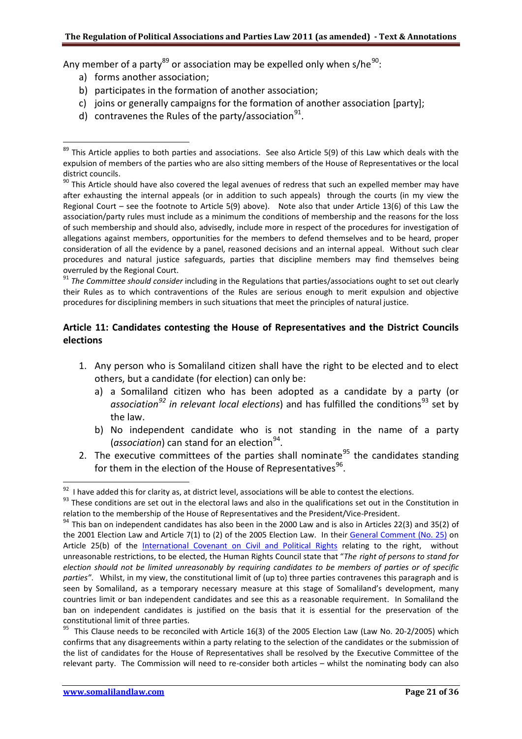Any member of a party[89] or association may be expelled only when s/he[90]:

a) forms another association;
b) participates in the formation of another association;
c) joins or generally campaigns for the formation of another association [party];
d) contravenes the Rules of the party/association[91].

[89] This Article applies to both parties and associations. See also Article 5(9) of this Law which deals with the expulsion of members of the parties who are also sitting members of the House of Representatives or the local district councils.

[90] This Article should have also covered the legal avenues of redress that such an expelled member may have after exhausting the internal appeals (or in addition to such appeals) through the courts (in my view the Regional Court – see the footnote to Article 5(9) above). Note also that under Article 13(6) of this Law the association/party rules must include as a minimum the conditions of membership and the reasons for the loss of such membership and should also, advisedly, include more in respect of the procedures for investigation of allegations against members, opportunities for the members to defend themselves and to be heard, proper consideration of all the evidence by a panel, reasoned decisions and an internal appeal. Without such clear procedures and natural justice safeguards, parties that discipline members may find themselves being overruled by the Regional Court.

[91] *The Committee should consider* including in the Regulations that parties/associations ought to set out clearly their Rules as to which contraventions of the Rules are serious enough to merit expulsion and objective procedures for disciplining members in such situations that meet the principles of natural justice.

## Article 11: Candidates contesting the House of Representatives and the District Councils elections

1. Any person who is Somaliland citizen shall have the right to be elected and to elect others, but a candidate (for election) can only be:
   a) a Somaliland citizen who has been adopted as a candidate by a party (or *association[92] in relevant local elections*) and has fulfilled the conditions[93] set by the law.
   b) No independent candidate who is not standing in the name of a party (*association*) can stand for an election[94].
2. The executive committees of the parties shall nominate[95] the candidates standing for them in the election of the House of Representatives[96].

[92] I have added this for clarity as, at district level, associations will be able to contest the elections.

[93] These conditions are set out in the electoral laws and also in the qualifications set out in the Constitution in relation to the membership of the House of Representatives and the President/Vice-President.

[94] This ban on independent candidates has also been in the 2000 Law and is also in Articles 22(3) and 35(2) of the 2001 Election Law and Article 7(1) to (2) of the 2005 Election Law. In their General Comment (No. 25) on Article 25(b) of the International Covenant on Civil and Political Rights relating to the right, without unreasonable restrictions, to be elected, the Human Rights Council state that "*The right of persons to stand for election should not be limited unreasonably by requiring candidates to be members of parties or of specific parties*". Whilst, in my view, the constitutional limit of (up to) three parties contravenes this paragraph and is seen by Somaliland, as a temporary necessary measure at this stage of Somaliland's development, many countries limit or ban independent candidates and see this as a reasonable requirement. In Somaliland the ban on independent candidates is justified on the basis that it is essential for the preservation of the constitutional limit of three parties.

[95] This Clause needs to be reconciled with Article 16(3) of the 2005 Election Law (Law No. 20-2/2005) which confirms that any disagreements within a party relating to the selection of the candidates or the submission of the list of candidates for the House of Representatives shall be resolved by the Executive Committee of the relevant party. The Commission will need to re-consider both articles – whilst the nominating body can also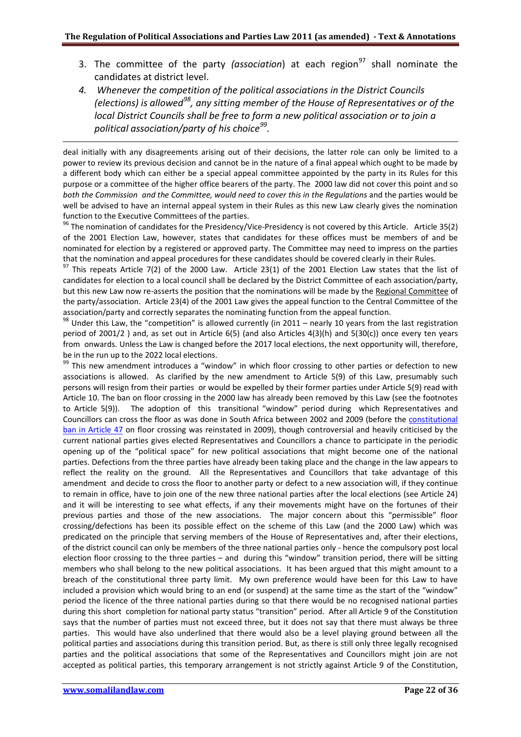3. The committee of the party *(association*) at each region[97] shall nominate the candidates at district level.

4. *Whenever the competition of the political associations in the District Councils (elections) is allowed[98], any sitting member of the House of Representatives or of the local District Councils shall be free to form a new political association or to join a political association/party of his choice[99].*

---

deal initially with any disagreements arising out of their decisions, the latter role can only be limited to a power to review its previous decision and cannot be in the nature of a final appeal which ought to be made by a different body which can either be a special appeal committee appointed by the party in its Rules for this purpose or a committee of the higher office bearers of the party. The 2000 law did not cover this point and so *both the Commission and the Committee, would need to cover this in the Regulations* and the parties would be well be advised to have an internal appeal system in their Rules as this new Law clearly gives the nomination function to the Executive Committees of the parties.

[96] The nomination of candidates for the Presidency/Vice-Presidency is not covered by this Article. Article 35(2) of the 2001 Election Law, however, states that candidates for these offices must be members of and be nominated for election by a registered or approved party. The Committee may need to impress on the parties that the nomination and appeal procedures for these candidates should be covered clearly in their Rules.

[97] This repeats Article 7(2) of the 2000 Law. Article 23(1) of the 2001 Election Law states that the list of candidates for election to a local council shall be declared by the District Committee of each association/party, but this new Law now re-asserts the position that the nominations will be made by the Regional Committee of the party/association. Article 23(4) of the 2001 Law gives the appeal function to the Central Committee of the association/party and correctly separates the nominating function from the appeal function.

[98] Under this Law, the "competition" is allowed currently (in 2011 – nearly 10 years from the last registration period of 2001/2 ) and, as set out in Article 6(5) (and also Articles 4(3)(h) and 5(30(c)) once every ten years from onwards. Unless the Law is changed before the 2017 local elections, the next opportunity will, therefore, be in the run up to the 2022 local elections.

[99] This new amendment introduces a "window" in which floor crossing to other parties or defection to new associations is allowed. As clarified by the new amendment to Article 5(9) of this Law, presumably such persons will resign from their parties or would be expelled by their former parties under Article 5(9) read with Article 10. The ban on floor crossing in the 2000 law has already been removed by this Law (see the footnotes to Article 5(9)). The adoption of this transitional "window" period during which Representatives and Councillors can cross the floor as was done in South Africa between 2002 and 2009 (before the constitutional ban in Article 47 on floor crossing was reinstated in 2009), though controversial and heavily criticised by the current national parties gives elected Representatives and Councillors a chance to participate in the periodic opening up of the "political space" for new political associations that might become one of the national parties. Defections from the three parties have already been taking place and the change in the law appears to reflect the reality on the ground. All the Representatives and Councillors that take advantage of this amendment and decide to cross the floor to another party or defect to a new association will, if they continue to remain in office, have to join one of the new three national parties after the local elections (see Article 24) and it will be interesting to see what effects, if any their movements might have on the fortunes of their previous parties and those of the new associations. The major concern about this "permissible" floor crossing/defections has been its possible effect on the scheme of this Law (and the 2000 Law) which was predicated on the principle that serving members of the House of Representatives and, after their elections, of the district council can only be members of the three national parties only - hence the compulsory post local election floor crossing to the three parties – and during this "window" transition period, there will be sitting members who shall belong to the new political associations. It has been argued that this might amount to a breach of the constitutional three party limit. My own preference would have been for this Law to have included a provision which would bring to an end (or suspend) at the same time as the start of the "window" period the licence of the three national parties during so that there would be no recognised national parties during this short completion for national party status "transition" period. After all Article 9 of the Constitution says that the number of parties must not exceed three, but it does not say that there must always be three parties. This would have also underlined that there would also be a level playing ground between all the political parties and associations during this transition period. But, as there is still only three legally recognised parties and the political associations that some of the Representatives and Councillors might join are not accepted as political parties, this temporary arrangement is not strictly against Article 9 of the Constitution,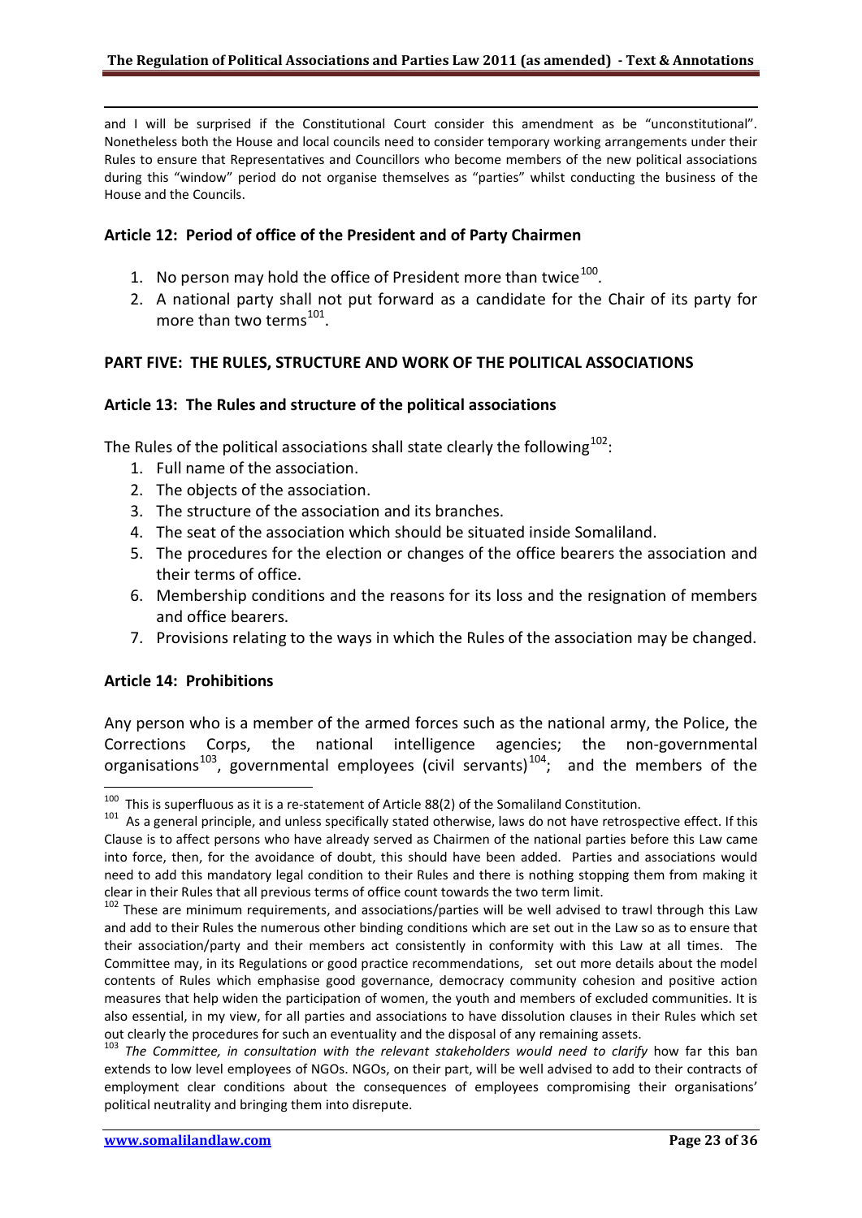and I will be surprised if the Constitutional Court consider this amendment as be "unconstitutional". Nonetheless both the House and local councils need to consider temporary working arrangements under their Rules to ensure that Representatives and Councillors who become members of the new political associations during this "window" period do not organise themselves as "parties" whilst conducting the business of the House and the Councils.

### Article 12: Period of office of the President and of Party Chairmen

1. No person may hold the office of President more than twice[100].
2. A national party shall not put forward as a candidate for the Chair of its party for more than two terms[101].

## PART FIVE: THE RULES, STRUCTURE AND WORK OF THE POLITICAL ASSOCIATIONS

### Article 13: The Rules and structure of the political associations

The Rules of the political associations shall state clearly the following[102]:

1. Full name of the association.
2. The objects of the association.
3. The structure of the association and its branches.
4. The seat of the association which should be situated inside Somaliland.
5. The procedures for the election or changes of the office bearers the association and their terms of office.
6. Membership conditions and the reasons for its loss and the resignation of members and office bearers.
7. Provisions relating to the ways in which the Rules of the association may be changed.

### Article 14: Prohibitions

Any person who is a member of the armed forces such as the national army, the Police, the Corrections Corps, the national intelligence agencies; the non-governmental organisations[103], governmental employees (civil servants)[104]; and the members of the

---

[100] This is superfluous as it is a re-statement of Article 88(2) of the Somaliland Constitution.

[101] As a general principle, and unless specifically stated otherwise, laws do not have retrospective effect. If this Clause is to affect persons who have already served as Chairmen of the national parties before this Law came into force, then, for the avoidance of doubt, this should have been added. Parties and associations would need to add this mandatory legal condition to their Rules and there is nothing stopping them from making it clear in their Rules that all previous terms of office count towards the two term limit.

[102] These are minimum requirements, and associations/parties will be well advised to trawl through this Law and add to their Rules the numerous other binding conditions which are set out in the Law so as to ensure that their association/party and their members act consistently in conformity with this Law at all times. The Committee may, in its Regulations or good practice recommendations, set out more details about the model contents of Rules which emphasise good governance, democracy community cohesion and positive action measures that help widen the participation of women, the youth and members of excluded communities. It is also essential, in my view, for all parties and associations to have dissolution clauses in their Rules which set out clearly the procedures for such an eventuality and the disposal of any remaining assets.

[103] *The Committee, in consultation with the relevant stakeholders would need to clarify* how far this ban extends to low level employees of NGOs. NGOs, on their part, will be well advised to add to their contracts of employment clear conditions about the consequences of employees compromising their organisations' political neutrality and bringing them into disrepute.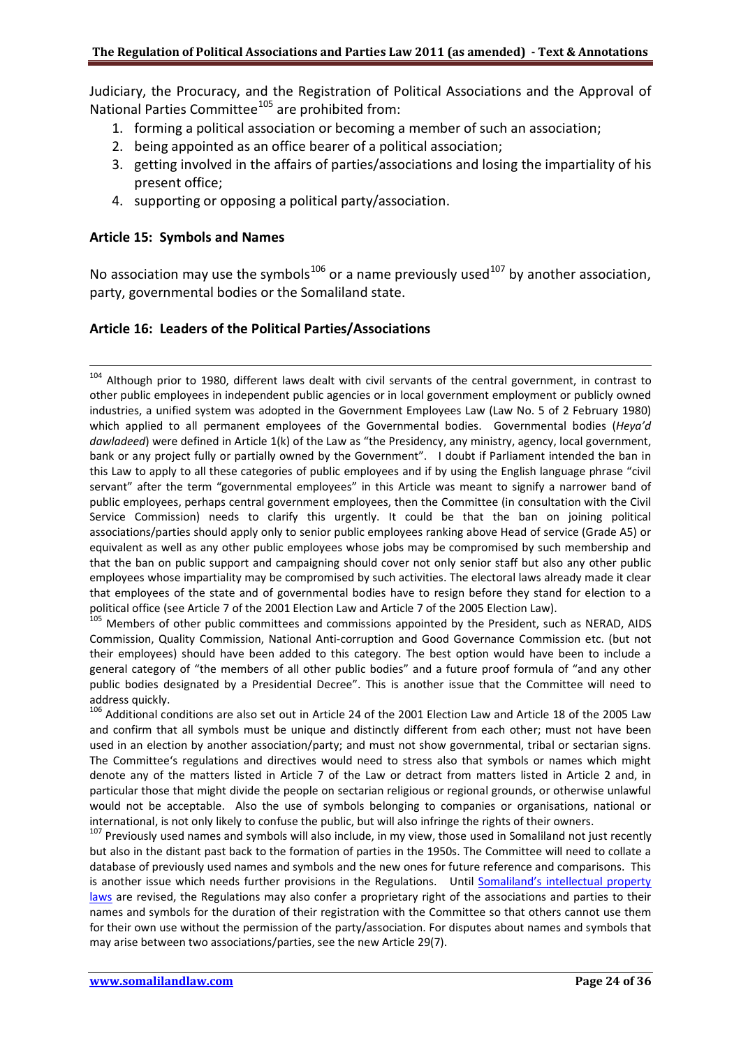Judiciary, the Procuracy, and the Registration of Political Associations and the Approval of National Parties Committee[105] are prohibited from:

1. forming a political association or becoming a member of such an association;
2. being appointed as an office bearer of a political association;
3. getting involved in the affairs of parties/associations and losing the impartiality of his present office;
4. supporting or opposing a political party/association.

### Article 15: Symbols and Names

No association may use the symbols[106] or a name previously used[107] by another association, party, governmental bodies or the Somaliland state.

### Article 16: Leaders of the Political Parties/Associations

---

[104] Although prior to 1980, different laws dealt with civil servants of the central government, in contrast to other public employees in independent public agencies or in local government employment or publicly owned industries, a unified system was adopted in the Government Employees Law (Law No. 5 of 2 February 1980) which applied to all permanent employees of the Governmental bodies. Governmental bodies (*Heya'd dawladeed*) were defined in Article 1(k) of the Law as "the Presidency, any ministry, agency, local government, bank or any project fully or partially owned by the Government". I doubt if Parliament intended the ban in this Law to apply to all these categories of public employees and if by using the English language phrase "civil servant" after the term "governmental employees" in this Article was meant to signify a narrower band of public employees, perhaps central government employees, then the Committee (in consultation with the Civil Service Commission) needs to clarify this urgently. It could be that the ban on joining political associations/parties should apply only to senior public employees ranking above Head of service (Grade A5) or equivalent as well as any other public employees whose jobs may be compromised by such membership and that the ban on public support and campaigning should cover not only senior staff but also any other public employees whose impartiality may be compromised by such activities. The electoral laws already made it clear that employees of the state and of governmental bodies have to resign before they stand for election to a political office (see Article 7 of the 2001 Election Law and Article 7 of the 2005 Election Law).

[105] Members of other public committees and commissions appointed by the President, such as NERAD, AIDS Commission, Quality Commission, National Anti-corruption and Good Governance Commission etc. (but not their employees) should have been added to this category. The best option would have been to include a general category of "the members of all other public bodies" and a future proof formula of "and any other public bodies designated by a Presidential Decree". This is another issue that the Committee will need to address quickly.

[106] Additional conditions are also set out in Article 24 of the 2001 Election Law and Article 18 of the 2005 Law and confirm that all symbols must be unique and distinctly different from each other; must not have been used in an election by another association/party; and must not show governmental, tribal or sectarian signs. The Committee's regulations and directives would need to stress also that symbols or names which might denote any of the matters listed in Article 7 of the Law or detract from matters listed in Article 2 and, in particular those that might divide the people on sectarian religious or regional grounds, or otherwise unlawful would not be acceptable. Also the use of symbols belonging to companies or organisations, national or international, is not only likely to confuse the public, but will also infringe the rights of their owners.

[107] Previously used names and symbols will also include, in my view, those used in Somaliland not just recently but also in the distant past back to the formation of parties in the 1950s. The Committee will need to collate a database of previously used names and symbols and the new ones for future reference and comparisons. This is another issue which needs further provisions in the Regulations. Until Somaliland's intellectual property laws are revised, the Regulations may also confer a proprietary right of the associations and parties to their names and symbols for the duration of their registration with the Committee so that others cannot use them for their own use without the permission of the party/association. For disputes about names and symbols that may arise between two associations/parties, see the new Article 29(7).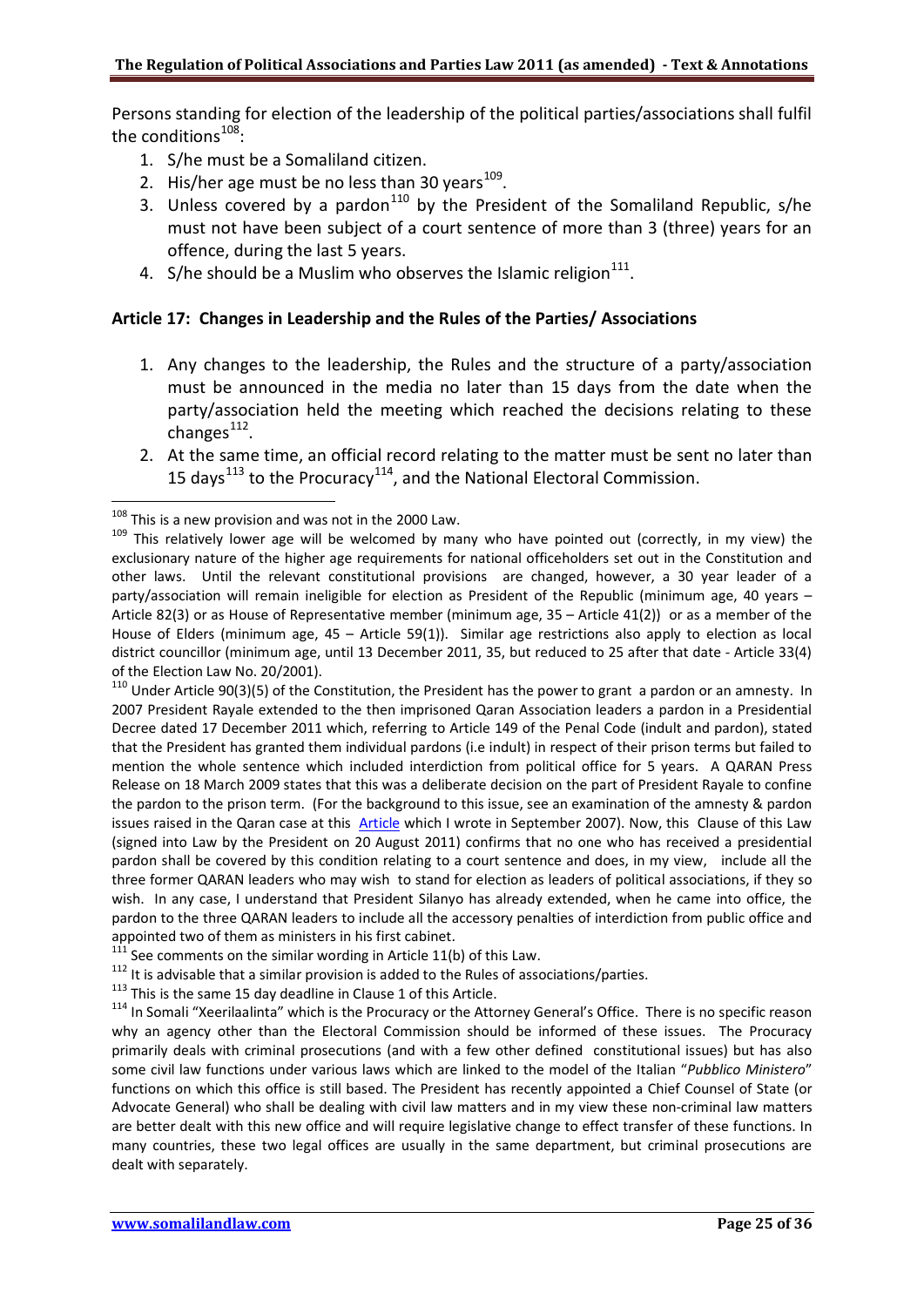Persons standing for election of the leadership of the political parties/associations shall fulfil the conditions[108]:

1. S/he must be a Somaliland citizen.
2. His/her age must be no less than 30 years[109].
3. Unless covered by a pardon[110] by the President of the Somaliland Republic, s/he must not have been subject of a court sentence of more than 3 (three) years for an offence, during the last 5 years.
4. S/he should be a Muslim who observes the Islamic religion[111].

### Article 17: Changes in Leadership and the Rules of the Parties/ Associations

1. Any changes to the leadership, the Rules and the structure of a party/association must be announced in the media no later than 15 days from the date when the party/association held the meeting which reached the decisions relating to these changes[112].
2. At the same time, an official record relating to the matter must be sent no later than 15 days[113] to the Procuracy[114], and the National Electoral Commission.

---

[108] This is a new provision and was not in the 2000 Law.

[109] This relatively lower age will be welcomed by many who have pointed out (correctly, in my view) the exclusionary nature of the higher age requirements for national officeholders set out in the Constitution and other laws. Until the relevant constitutional provisions are changed, however, a 30 year leader of a party/association will remain ineligible for election as President of the Republic (minimum age, 40 years – Article 82(3) or as House of Representative member (minimum age, 35 – Article 41(2)) or as a member of the House of Elders (minimum age, 45 – Article 59(1)). Similar age restrictions also apply to election as local district councillor (minimum age, until 13 December 2011, 35, but reduced to 25 after that date - Article 33(4) of the Election Law No. 20/2001).

[110] Under Article 90(3)(5) of the Constitution, the President has the power to grant a pardon or an amnesty. In 2007 President Rayale extended to the then imprisoned Qaran Association leaders a pardon in a Presidential Decree dated 17 December 2011 which, referring to Article 149 of the Penal Code (indult and pardon), stated that the President has granted them individual pardons (i.e indult) in respect of their prison terms but failed to mention the whole sentence which included interdiction from political office for 5 years. A QARAN Press Release on 18 March 2009 states that this was a deliberate decision on the part of President Rayale to confine the pardon to the prison term. (For the background to this issue, see an examination of the amnesty & pardon issues raised in the Qaran case at this Article which I wrote in September 2007). Now, this Clause of this Law (signed into Law by the President on 20 August 2011) confirms that no one who has received a presidential pardon shall be covered by this condition relating to a court sentence and does, in my view, include all the three former QARAN leaders who may wish to stand for election as leaders of political associations, if they so wish. In any case, I understand that President Silanyo has already extended, when he came into office, the pardon to the three QARAN leaders to include all the accessory penalties of interdiction from public office and appointed two of them as ministers in his first cabinet.

[111] See comments on the similar wording in Article 11(b) of this Law.

[112] It is advisable that a similar provision is added to the Rules of associations/parties.

[113] This is the same 15 day deadline in Clause 1 of this Article.

[114] In Somali "Xeerilaalinta" which is the Procuracy or the Attorney General's Office. There is no specific reason why an agency other than the Electoral Commission should be informed of these issues. The Procuracy primarily deals with criminal prosecutions (and with a few other defined constitutional issues) but has also some civil law functions under various laws which are linked to the model of the Italian "*Pubblico Ministero*" functions on which this office is still based. The President has recently appointed a Chief Counsel of State (or Advocate General) who shall be dealing with civil law matters and in my view these non-criminal law matters are better dealt with this new office and will require legislative change to effect transfer of these functions. In many countries, these two legal offices are usually in the same department, but criminal prosecutions are dealt with separately.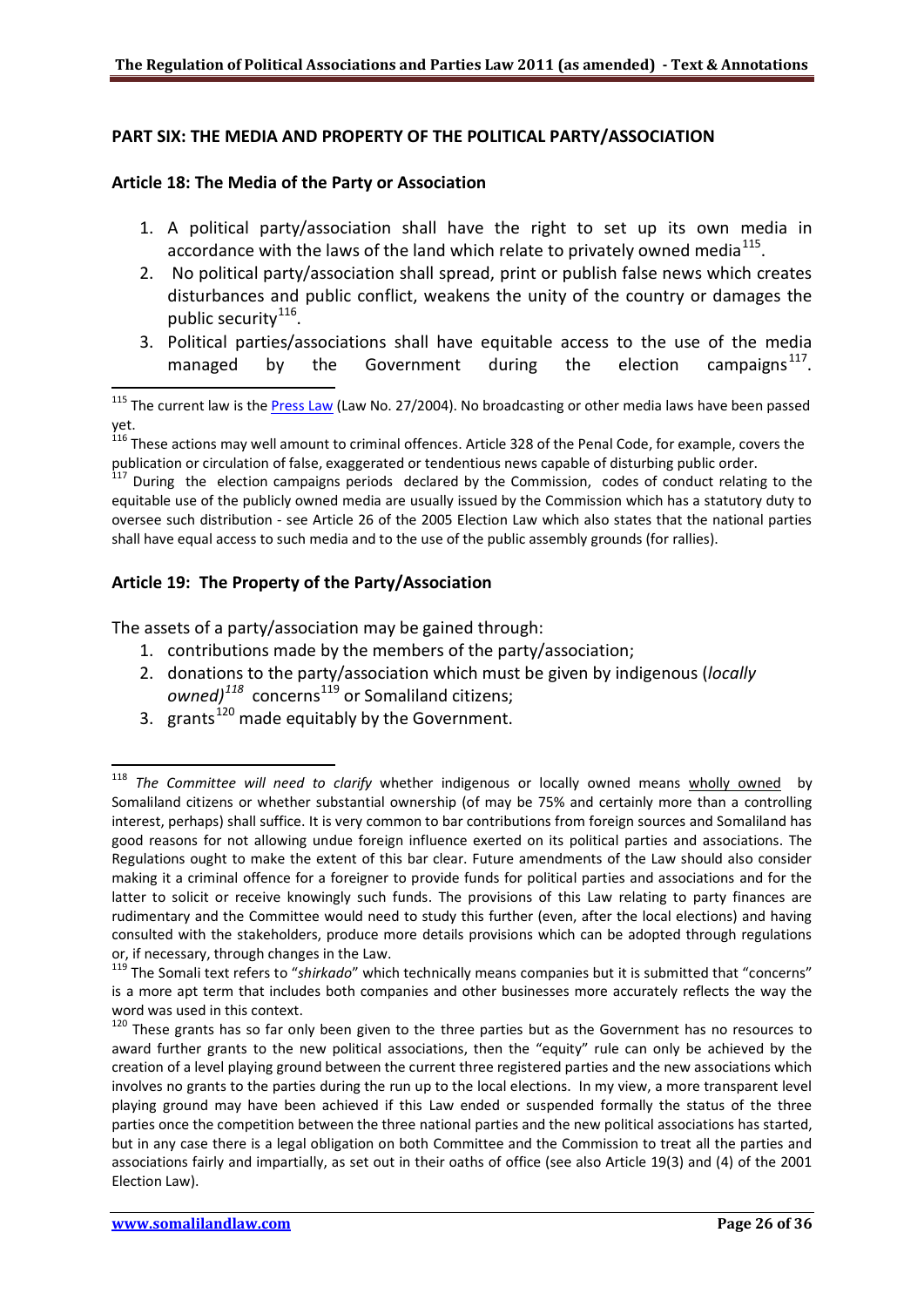## PART SIX: THE MEDIA AND PROPERTY OF THE POLITICAL PARTY/ASSOCIATION

### Article 18: The Media of the Party or Association

1. A political party/association shall have the right to set up its own media in accordance with the laws of the land which relate to privately owned media[115].
2. No political party/association shall spread, print or publish false news which creates disturbances and public conflict, weakens the unity of the country or damages the public security[116].
3. Political parties/associations shall have equitable access to the use of the media managed by the Government during the election campaigns[117].

[115] The current law is the Press Law (Law No. 27/2004). No broadcasting or other media laws have been passed yet.

[116] These actions may well amount to criminal offences. Article 328 of the Penal Code, for example, covers the publication or circulation of false, exaggerated or tendentious news capable of disturbing public order.

[117] During the election campaigns periods declared by the Commission, codes of conduct relating to the equitable use of the publicly owned media are usually issued by the Commission which has a statutory duty to oversee such distribution - see Article 26 of the 2005 Election Law which also states that the national parties shall have equal access to such media and to the use of the public assembly grounds (for rallies).

### Article 19: The Property of the Party/Association

The assets of a party/association may be gained through:

1. contributions made by the members of the party/association;
2. donations to the party/association which must be given by indigenous (*locally owned)*[118] concerns[119] or Somaliland citizens;
3. grants[120] made equitably by the Government.

[118] *The Committee will need to clarify* whether indigenous or locally owned means wholly owned by Somaliland citizens or whether substantial ownership (of may be 75% and certainly more than a controlling interest, perhaps) shall suffice. It is very common to bar contributions from foreign sources and Somaliland has good reasons for not allowing undue foreign influence exerted on its political parties and associations. The Regulations ought to make the extent of this bar clear. Future amendments of the Law should also consider making it a criminal offence for a foreigner to provide funds for political parties and associations and for the latter to solicit or receive knowingly such funds. The provisions of this Law relating to party finances are rudimentary and the Committee would need to study this further (even, after the local elections) and having consulted with the stakeholders, produce more details provisions which can be adopted through regulations or, if necessary, through changes in the Law.

[119] The Somali text refers to "*shirkado*" which technically means companies but it is submitted that "concerns" is a more apt term that includes both companies and other businesses more accurately reflects the way the word was used in this context.

[120] These grants has so far only been given to the three parties but as the Government has no resources to award further grants to the new political associations, then the "equity" rule can only be achieved by the creation of a level playing ground between the current three registered parties and the new associations which involves no grants to the parties during the run up to the local elections. In my view, a more transparent level playing ground may have been achieved if this Law ended or suspended formally the status of the three parties once the competition between the three national parties and the new political associations has started, but in any case there is a legal obligation on both Committee and the Commission to treat all the parties and associations fairly and impartially, as set out in their oaths of office (see also Article 19(3) and (4) of the 2001 Election Law).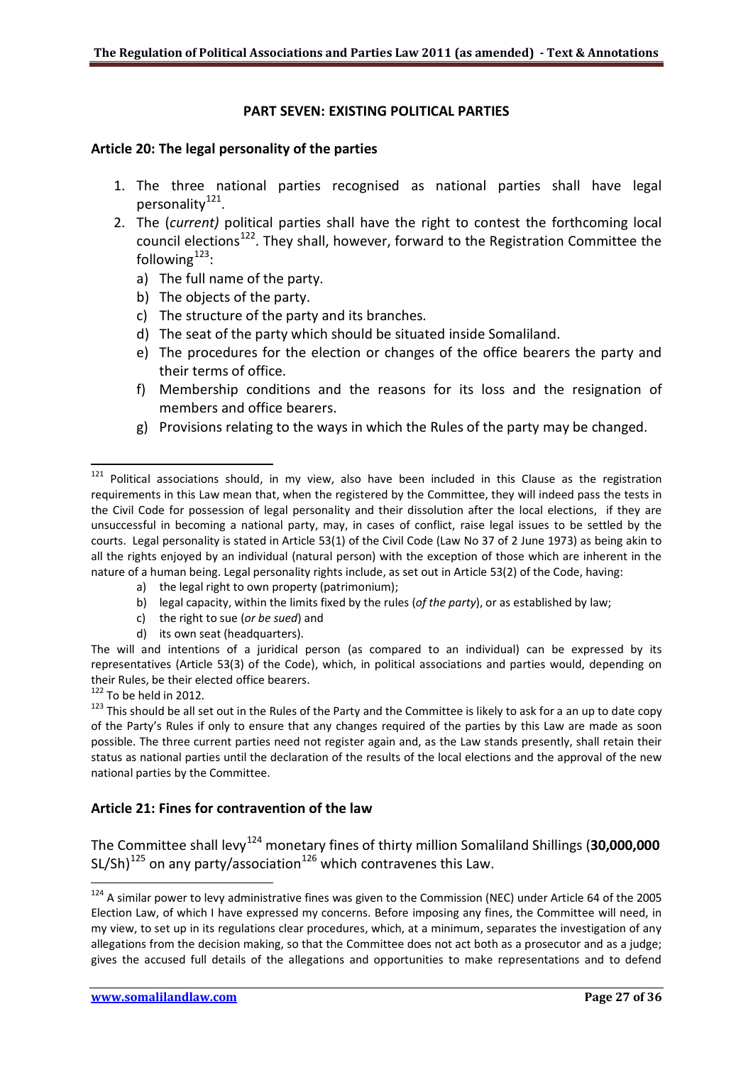## PART SEVEN: EXISTING POLITICAL PARTIES

### Article 20: The legal personality of the parties

1. The three national parties recognised as national parties shall have legal personality[121].
2. The (*current)* political parties shall have the right to contest the forthcoming local council elections[122]. They shall, however, forward to the Registration Committee the following[123]:
   a) The full name of the party.
   b) The objects of the party.
   c) The structure of the party and its branches.
   d) The seat of the party which should be situated inside Somaliland.
   e) The procedures for the election or changes of the office bearers the party and their terms of office.
   f) Membership conditions and the reasons for its loss and the resignation of members and office bearers.
   g) Provisions relating to the ways in which the Rules of the party may be changed.

---

[121] Political associations should, in my view, also have been included in this Clause as the registration requirements in this Law mean that, when the registered by the Committee, they will indeed pass the tests in the Civil Code for possession of legal personality and their dissolution after the local elections, if they are unsuccessful in becoming a national party, may, in cases of conflict, raise legal issues to be settled by the courts. Legal personality is stated in Article 53(1) of the Civil Code (Law No 37 of 2 June 1973) as being akin to all the rights enjoyed by an individual (natural person) with the exception of those which are inherent in the nature of a human being. Legal personality rights include, as set out in Article 53(2) of the Code, having:

a) the legal right to own property (patrimonium);
b) legal capacity, within the limits fixed by the rules (*of the party*), or as established by law;
c) the right to sue (*or be sued*) and
d) its own seat (headquarters).

The will and intentions of a juridical person (as compared to an individual) can be expressed by its representatives (Article 53(3) of the Code), which, in political associations and parties would, depending on their Rules, be their elected office bearers.

[122] To be held in 2012.

[123] This should be all set out in the Rules of the Party and the Committee is likely to ask for a an up to date copy of the Party's Rules if only to ensure that any changes required of the parties by this Law are made as soon possible. The three current parties need not register again and, as the Law stands presently, shall retain their status as national parties until the declaration of the results of the local elections and the approval of the new national parties by the Committee.

### Article 21: Fines for contravention of the law

The Committee shall levy[124] monetary fines of thirty million Somaliland Shillings (**30,000,000** SL/Sh)[125] on any party/association[126] which contravenes this Law.

---

[124] A similar power to levy administrative fines was given to the Commission (NEC) under Article 64 of the 2005 Election Law, of which I have expressed my concerns. Before imposing any fines, the Committee will need, in my view, to set up in its regulations clear procedures, which, at a minimum, separates the investigation of any allegations from the decision making, so that the Committee does not act both as a prosecutor and as a judge; gives the accused full details of the allegations and opportunities to make representations and to defend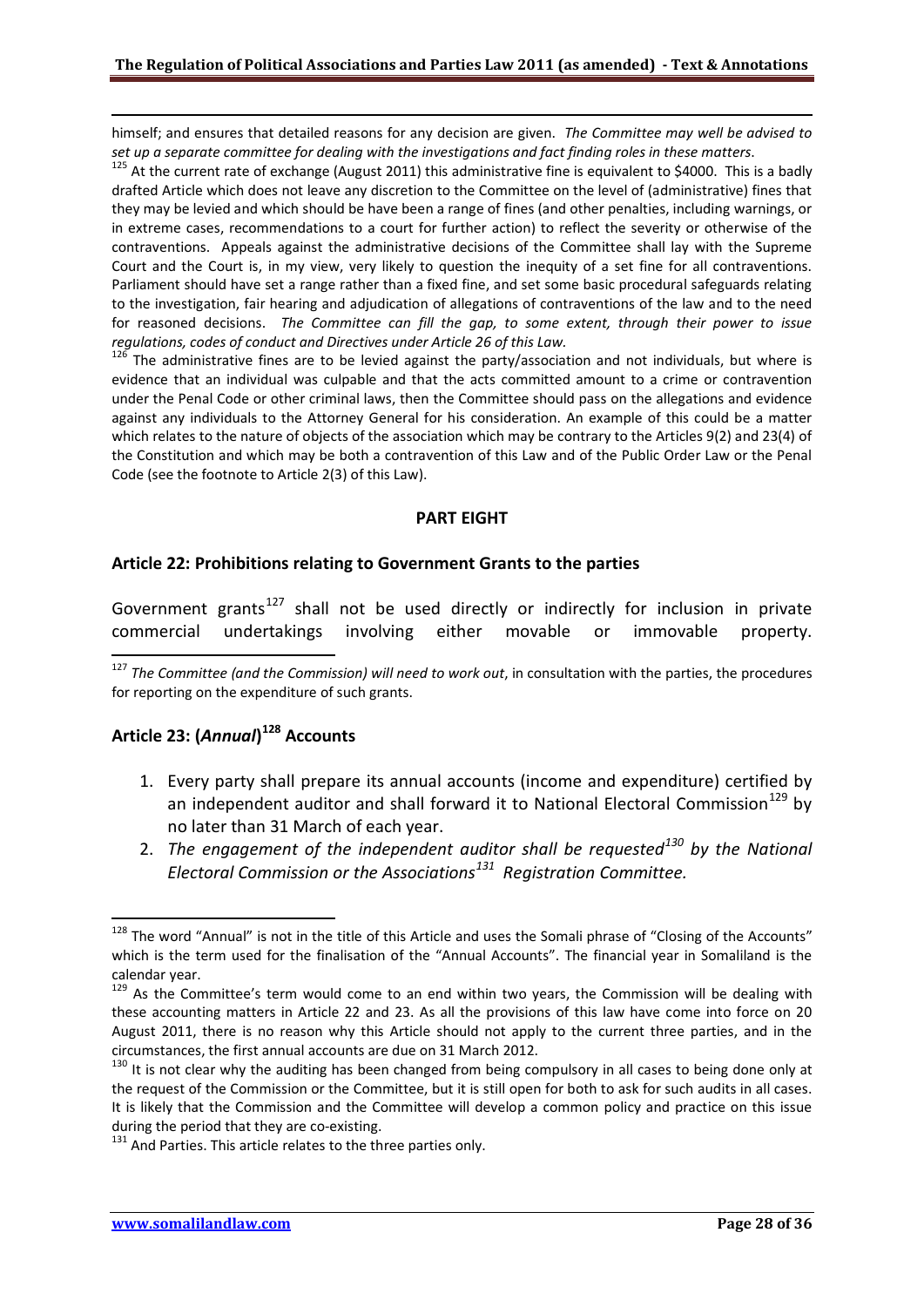himself; and ensures that detailed reasons for any decision are given. *The Committee may well be advised to set up a separate committee for dealing with the investigations and fact finding roles in these matters*.

[125] At the current rate of exchange (August 2011) this administrative fine is equivalent to $4000. This is a badly drafted Article which does not leave any discretion to the Committee on the level of (administrative) fines that they may be levied and which should be have been a range of fines (and other penalties, including warnings, or in extreme cases, recommendations to a court for further action) to reflect the severity or otherwise of the contraventions. Appeals against the administrative decisions of the Committee shall lay with the Supreme Court and the Court is, in my view, very likely to question the inequity of a set fine for all contraventions. Parliament should have set a range rather than a fixed fine, and set some basic procedural safeguards relating to the investigation, fair hearing and adjudication of allegations of contraventions of the law and to the need for reasoned decisions. *The Committee can fill the gap, to some extent, through their power to issue regulations, codes of conduct and Directives under Article 26 of this Law.*

[126] The administrative fines are to be levied against the party/association and not individuals, but where is evidence that an individual was culpable and that the acts committed amount to a crime or contravention under the Penal Code or other criminal laws, then the Committee should pass on the allegations and evidence against any individuals to the Attorney General for his consideration. An example of this could be a matter which relates to the nature of objects of the association which may be contrary to the Articles 9(2) and 23(4) of the Constitution and which may be both a contravention of this Law and of the Public Order Law or the Penal Code (see the footnote to Article 2(3) of this Law).

## PART EIGHT

### Article 22: Prohibitions relating to Government Grants to the parties

Government grants[127] shall not be used directly or indirectly for inclusion in private commercial undertakings involving either movable or immovable property.

[127] *The Committee (and the Commission) will need to work out*, in consultation with the parties, the procedures for reporting on the expenditure of such grants.

### Article 23: (*Annual*)[128] Accounts

1. Every party shall prepare its annual accounts (income and expenditure) certified by an independent auditor and shall forward it to National Electoral Commission[129] by no later than 31 March of each year.
2. *The engagement of the independent auditor shall be requested[130] by the National Electoral Commission or the Associations[131] Registration Committee.*

[128] The word "Annual" is not in the title of this Article and uses the Somali phrase of "Closing of the Accounts" which is the term used for the finalisation of the "Annual Accounts". The financial year in Somaliland is the calendar year.

[129] As the Committee's term would come to an end within two years, the Commission will be dealing with these accounting matters in Article 22 and 23. As all the provisions of this law have come into force on 20 August 2011, there is no reason why this Article should not apply to the current three parties, and in the circumstances, the first annual accounts are due on 31 March 2012.

[130] It is not clear why the auditing has been changed from being compulsory in all cases to being done only at the request of the Commission or the Committee, but it is still open for both to ask for such audits in all cases. It is likely that the Commission and the Committee will develop a common policy and practice on this issue during the period that they are co-existing.

[131] And Parties. This article relates to the three parties only.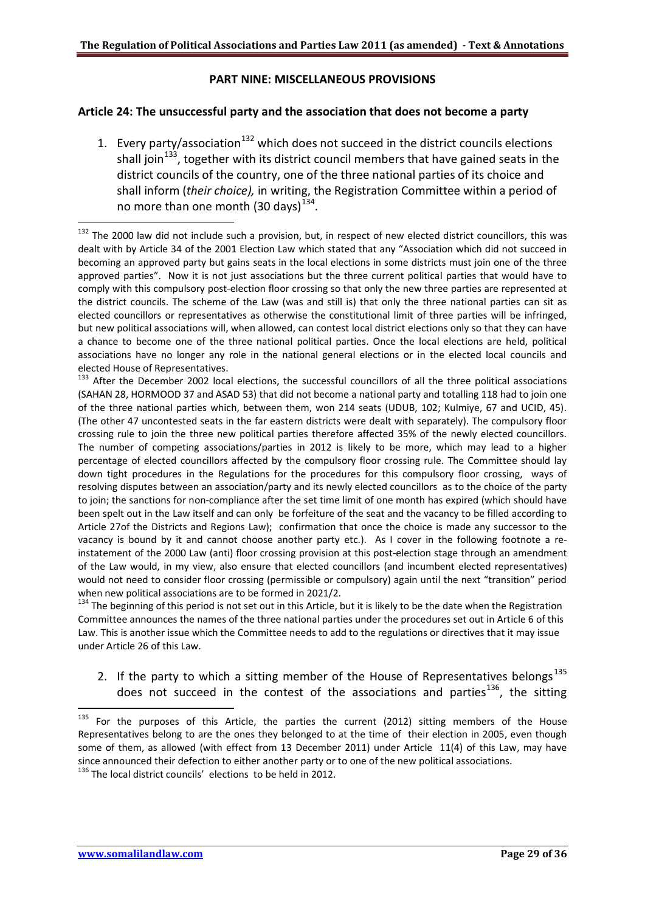## PART NINE: MISCELLANEOUS PROVISIONS

### Article 24: The unsuccessful party and the association that does not become a party

1. Every party/association[132] which does not succeed in the district councils elections shall join[133], together with its district council members that have gained seats in the district councils of the country, one of the three national parties of its choice and shall inform (*their choice),* in writing, the Registration Committee within a period of no more than one month (30 days)[134].

[132] The 2000 law did not include such a provision, but, in respect of new elected district councillors, this was dealt with by Article 34 of the 2001 Election Law which stated that any "Association which did not succeed in becoming an approved party but gains seats in the local elections in some districts must join one of the three approved parties". Now it is not just associations but the three current political parties that would have to comply with this compulsory post-election floor crossing so that only the new three parties are represented at the district councils. The scheme of the Law (was and still is) that only the three national parties can sit as elected councillors or representatives as otherwise the constitutional limit of three parties will be infringed, but new political associations will, when allowed, can contest local district elections only so that they can have a chance to become one of the three national political parties. Once the local elections are held, political associations have no longer any role in the national general elections or in the elected local councils and elected House of Representatives.

[133] After the December 2002 local elections, the successful councillors of all the three political associations (SAHAN 28, HORMOOD 37 and ASAD 53) that did not become a national party and totalling 118 had to join one of the three national parties which, between them, won 214 seats (UDUB, 102; Kulmiye, 67 and UCID, 45). (The other 47 uncontested seats in the far eastern districts were dealt with separately). The compulsory floor crossing rule to join the three new political parties therefore affected 35% of the newly elected councillors. The number of competing associations/parties in 2012 is likely to be more, which may lead to a higher percentage of elected councillors affected by the compulsory floor crossing rule. The Committee should lay down tight procedures in the Regulations for the procedures for this compulsory floor crossing, ways of resolving disputes between an association/party and its newly elected councillors as to the choice of the party to join; the sanctions for non-compliance after the set time limit of one month has expired (which should have been spelt out in the Law itself and can only be forfeiture of the seat and the vacancy to be filled according to Article 27of the Districts and Regions Law); confirmation that once the choice is made any successor to the vacancy is bound by it and cannot choose another party etc.). As I cover in the following footnote a re-instatement of the 2000 Law (anti) floor crossing provision at this post-election stage through an amendment of the Law would, in my view, also ensure that elected councillors (and incumbent elected representatives) would not need to consider floor crossing (permissible or compulsory) again until the next "transition" period when new political associations are to be formed in 2021/2.

[134] The beginning of this period is not set out in this Article, but it is likely to be the date when the Registration Committee announces the names of the three national parties under the procedures set out in Article 6 of this Law. This is another issue which the Committee needs to add to the regulations or directives that it may issue under Article 26 of this Law.

2. If the party to which a sitting member of the House of Representatives belongs[135] does not succeed in the contest of the associations and parties[136], the sitting

[135] For the purposes of this Article, the parties the current (2012) sitting members of the House Representatives belong to are the ones they belonged to at the time of their election in 2005, even though some of them, as allowed (with effect from 13 December 2011) under Article 11(4) of this Law, may have since announced their defection to either another party or to one of the new political associations.

[136] The local district councils' elections to be held in 2012.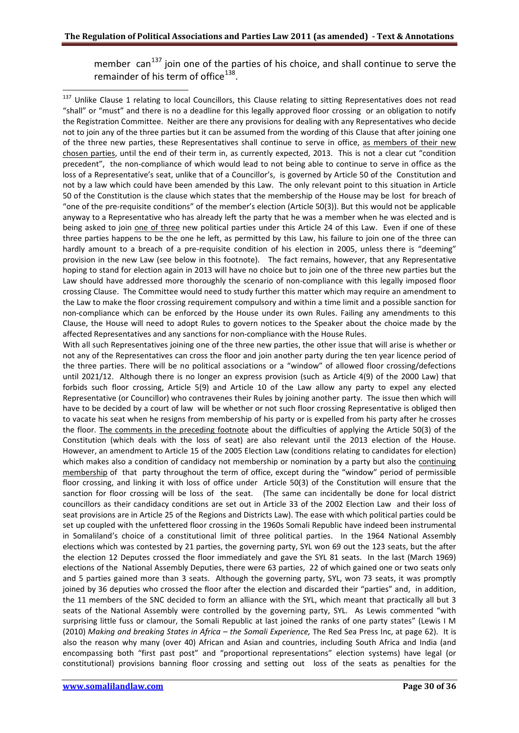member can[137] join one of the parties of his choice, and shall continue to serve the remainder of his term of office[138].

---

[137] Unlike Clause 1 relating to local Councillors, this Clause relating to sitting Representatives does not read "shall" or "must" and there is no a deadline for this legally approved floor crossing or an obligation to notify the Registration Committee. Neither are there any provisions for dealing with any Representatives who decide not to join any of the three parties but it can be assumed from the wording of this Clause that after joining one of the three new parties, these Representatives shall continue to serve in office, as members of their new chosen parties, until the end of their term in, as currently expected, 2013. This is not a clear cut "condition precedent", the non-compliance of which would lead to not being able to continue to serve in office as the loss of a Representative's seat, unlike that of a Councillor's, is governed by Article 50 of the Constitution and not by a law which could have been amended by this Law. The only relevant point to this situation in Article 50 of the Constitution is the clause which states that the membership of the House may be lost for breach of "one of the pre-requisite conditions" of the member's election (Article 50(3)). But this would not be applicable anyway to a Representative who has already left the party that he was a member when he was elected and is being asked to join one of three new political parties under this Article 24 of this Law. Even if one of these three parties happens to be the one he left, as permitted by this Law, his failure to join one of the three can hardly amount to a breach of a pre-requisite condition of his election in 2005, unless there is "deeming" provision in the new Law (see below in this footnote). The fact remains, however, that any Representative hoping to stand for election again in 2013 will have no choice but to join one of the three new parties but the Law should have addressed more thoroughly the scenario of non-compliance with this legally imposed floor crossing Clause. The Committee would need to study further this matter which may require an amendment to the Law to make the floor crossing requirement compulsory and within a time limit and a possible sanction for non-compliance which can be enforced by the House under its own Rules. Failing any amendments to this Clause, the House will need to adopt Rules to govern notices to the Speaker about the choice made by the affected Representatives and any sanctions for non-compliance with the House Rules.

With all such Representatives joining one of the three new parties, the other issue that will arise is whether or not any of the Representatives can cross the floor and join another party during the ten year licence period of the three parties. There will be no political associations or a "window" of allowed floor crossing/defections until 2021/12. Although there is no longer an express provision (such as Article 4(9) of the 2000 Law) that forbids such floor crossing, Article 5(9) and Article 10 of the Law allow any party to expel any elected Representative (or Councillor) who contravenes their Rules by joining another party. The issue then which will have to be decided by a court of law will be whether or not such floor crossing Representative is obliged then to vacate his seat when he resigns from membership of his party or is expelled from his party after he crosses the floor. The comments in the preceding footnote about the difficulties of applying the Article 50(3) of the Constitution (which deals with the loss of seat) are also relevant until the 2013 election of the House. However, an amendment to Article 15 of the 2005 Election Law (conditions relating to candidates for election) which makes also a condition of candidacy not membership or nomination by a party but also the continuing membership of that party throughout the term of office, except during the "window" period of permissible floor crossing, and linking it with loss of office under Article 50(3) of the Constitution will ensure that the sanction for floor crossing will be loss of the seat. (The same can incidentally be done for local district councillors as their candidacy conditions are set out in Article 33 of the 2002 Election Law and their loss of seat provisions are in Article 25 of the Regions and Districts Law). The ease with which political parties could be set up coupled with the unfettered floor crossing in the 1960s Somali Republic have indeed been instrumental in Somaliland's choice of a constitutional limit of three political parties. In the 1964 National Assembly elections which was contested by 21 parties, the governing party, SYL won 69 out the 123 seats, but the after the election 12 Deputes crossed the floor immediately and gave the SYL 81 seats. In the last (March 1969) elections of the National Assembly Deputies, there were 63 parties, 22 of which gained one or two seats only and 5 parties gained more than 3 seats. Although the governing party, SYL, won 73 seats, it was promptly joined by 36 deputies who crossed the floor after the election and discarded their "parties" and, in addition, the 11 members of the SNC decided to form an alliance with the SYL, which meant that practically all but 3 seats of the National Assembly were controlled by the governing party, SYL. As Lewis commented "with surprising little fuss or clamour, the Somali Republic at last joined the ranks of one party states" (Lewis I M (2010) *Making and breaking States in Africa – the Somali Experience,* The Red Sea Press Inc, at page 62). It is also the reason why many (over 40) African and Asian and countries, including South Africa and India (and encompassing both "first past post" and "proportional representations" election systems) have legal (or constitutional) provisions banning floor crossing and setting out loss of the seats as penalties for the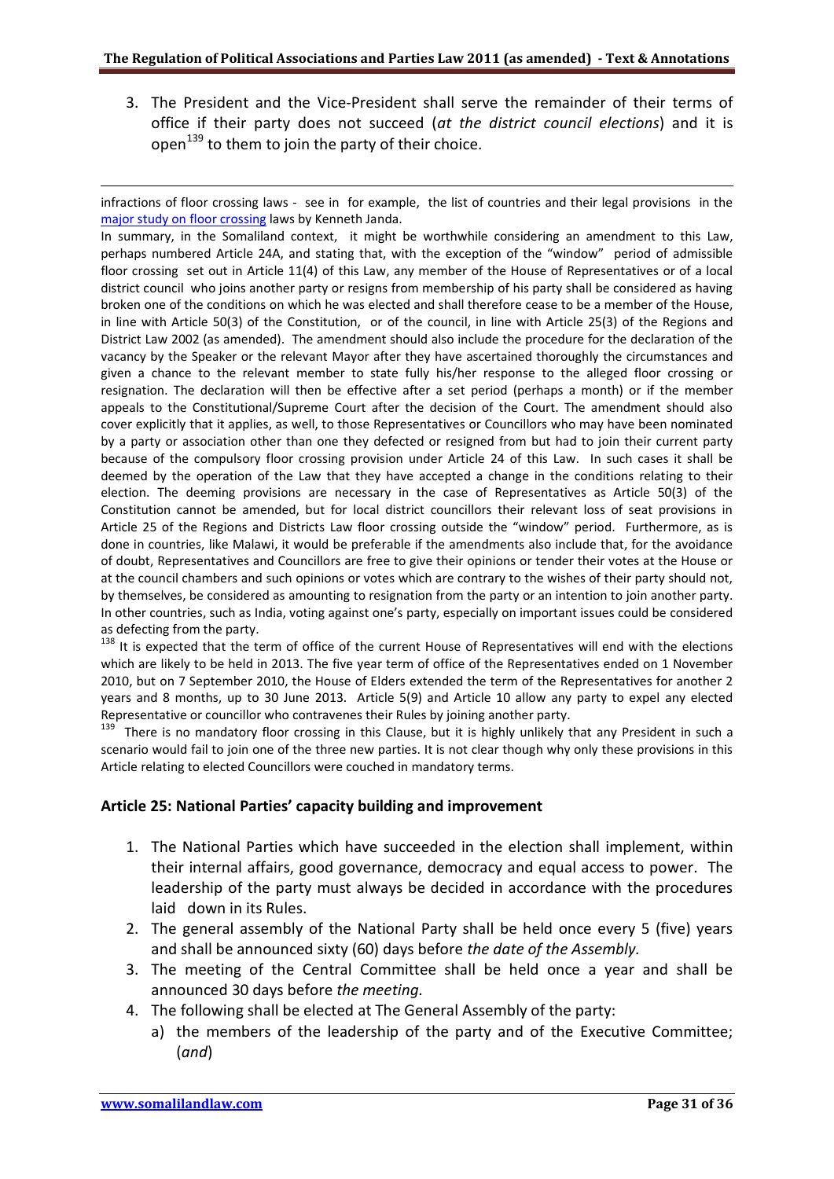3. The President and the Vice-President shall serve the remainder of their terms of office if their party does not succeed (*at the district council elections*) and it is open[139] to them to join the party of their choice.

---

infractions of floor crossing laws - see in for example, the list of countries and their legal provisions in the major study on floor crossing laws by Kenneth Janda.

In summary, in the Somaliland context, it might be worthwhile considering an amendment to this Law, perhaps numbered Article 24A, and stating that, with the exception of the "window" period of admissible floor crossing set out in Article 11(4) of this Law, any member of the House of Representatives or of a local district council who joins another party or resigns from membership of his party shall be considered as having broken one of the conditions on which he was elected and shall therefore cease to be a member of the House, in line with Article 50(3) of the Constitution, or of the council, in line with Article 25(3) of the Regions and District Law 2002 (as amended). The amendment should also include the procedure for the declaration of the vacancy by the Speaker or the relevant Mayor after they have ascertained thoroughly the circumstances and given a chance to the relevant member to state fully his/her response to the alleged floor crossing or resignation. The declaration will then be effective after a set period (perhaps a month) or if the member appeals to the Constitutional/Supreme Court after the decision of the Court. The amendment should also cover explicitly that it applies, as well, to those Representatives or Councillors who may have been nominated by a party or association other than one they defected or resigned from but had to join their current party because of the compulsory floor crossing provision under Article 24 of this Law. In such cases it shall be deemed by the operation of the Law that they have accepted a change in the conditions relating to their election. The deeming provisions are necessary in the case of Representatives as Article 50(3) of the Constitution cannot be amended, but for local district councillors their relevant loss of seat provisions in Article 25 of the Regions and Districts Law floor crossing outside the "window" period. Furthermore, as is done in countries, like Malawi, it would be preferable if the amendments also include that, for the avoidance of doubt, Representatives and Councillors are free to give their opinions or tender their votes at the House or at the council chambers and such opinions or votes which are contrary to the wishes of their party should not, by themselves, be considered as amounting to resignation from the party or an intention to join another party. In other countries, such as India, voting against one's party, especially on important issues could be considered as defecting from the party.

[138] It is expected that the term of office of the current House of Representatives will end with the elections which are likely to be held in 2013. The five year term of office of the Representatives ended on 1 November 2010, but on 7 September 2010, the House of Elders extended the term of the Representatives for another 2 years and 8 months, up to 30 June 2013. Article 5(9) and Article 10 allow any party to expel any elected Representative or councillor who contravenes their Rules by joining another party.

[139] There is no mandatory floor crossing in this Clause, but it is highly unlikely that any President in such a scenario would fail to join one of the three new parties. It is not clear though why only these provisions in this Article relating to elected Councillors were couched in mandatory terms.

---

### Article 25: National Parties' capacity building and improvement

1. The National Parties which have succeeded in the election shall implement, within their internal affairs, good governance, democracy and equal access to power. The leadership of the party must always be decided in accordance with the procedures laid down in its Rules.
2. The general assembly of the National Party shall be held once every 5 (five) years and shall be announced sixty (60) days before *the date of the Assembly.*
3. The meeting of the Central Committee shall be held once a year and shall be announced 30 days before *the meeting.*
4. The following shall be elected at The General Assembly of the party:
   a) the members of the leadership of the party and of the Executive Committee; (*and*)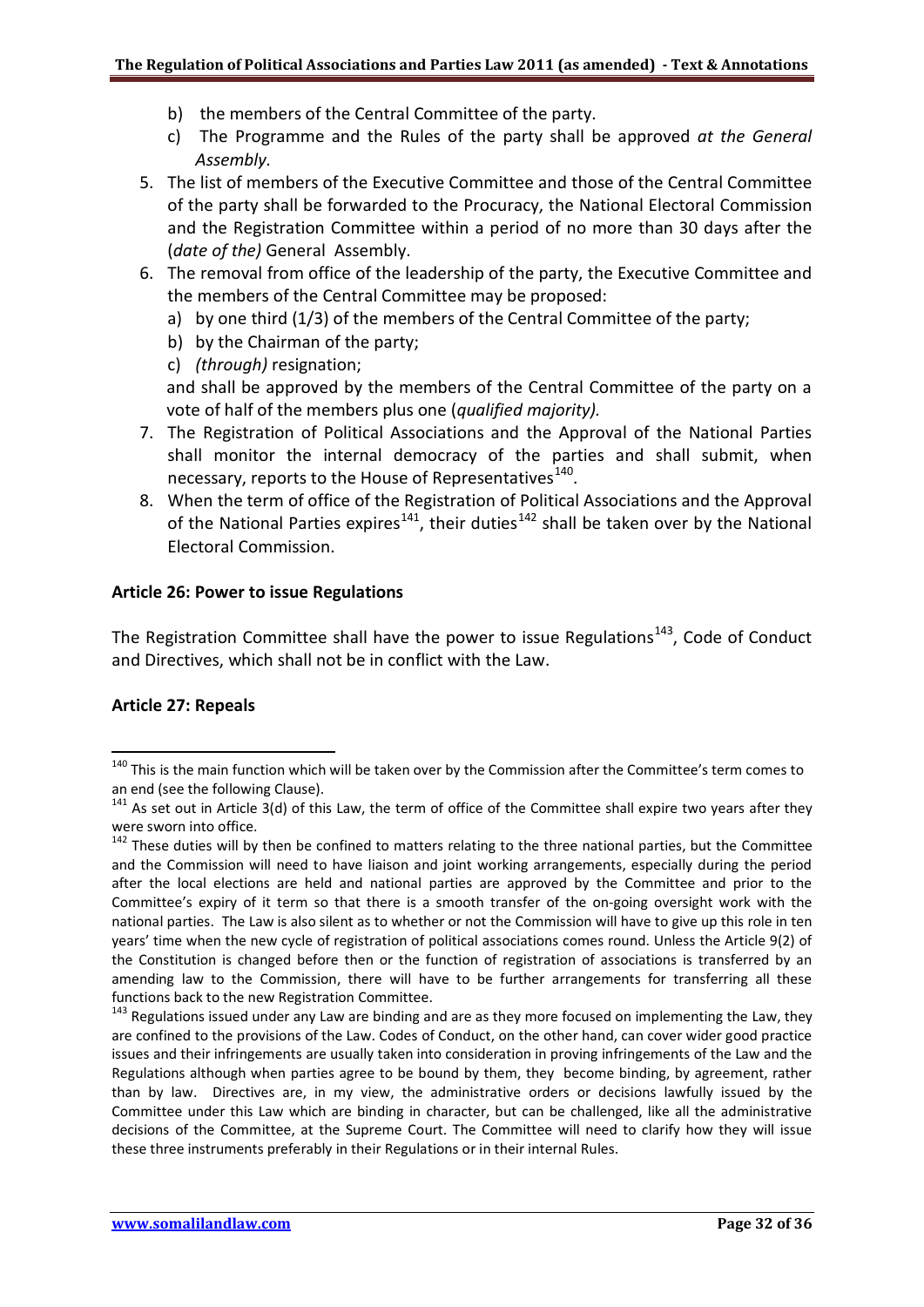b) the members of the Central Committee of the party.

c) The Programme and the Rules of the party shall be approved *at the General Assembly.*

5. The list of members of the Executive Committee and those of the Central Committee of the party shall be forwarded to the Procuracy, the National Electoral Commission and the Registration Committee within a period of no more than 30 days after the (*date of the)* General Assembly.
6. The removal from office of the leadership of the party, the Executive Committee and the members of the Central Committee may be proposed:
   a) by one third (1/3) of the members of the Central Committee of the party;
   b) by the Chairman of the party;
   c) *(through)* resignation;

   and shall be approved by the members of the Central Committee of the party on a vote of half of the members plus one (*qualified majority).*
7. The Registration of Political Associations and the Approval of the National Parties shall monitor the internal democracy of the parties and shall submit, when necessary, reports to the House of Representatives[140].
8. When the term of office of the Registration of Political Associations and the Approval of the National Parties expires[141], their duties[142] shall be taken over by the National Electoral Commission.

**Article 26: Power to issue Regulations**

The Registration Committee shall have the power to issue Regulations[143], Code of Conduct and Directives, which shall not be in conflict with the Law.

**Article 27: Repeals**

---

[140] This is the main function which will be taken over by the Commission after the Committee's term comes to an end (see the following Clause).

[141] As set out in Article 3(d) of this Law, the term of office of the Committee shall expire two years after they were sworn into office.

[142] These duties will by then be confined to matters relating to the three national parties, but the Committee and the Commission will need to have liaison and joint working arrangements, especially during the period after the local elections are held and national parties are approved by the Committee and prior to the Committee's expiry of it term so that there is a smooth transfer of the on-going oversight work with the national parties. The Law is also silent as to whether or not the Commission will have to give up this role in ten years' time when the new cycle of registration of political associations comes round. Unless the Article 9(2) of the Constitution is changed before then or the function of registration of associations is transferred by an amending law to the Commission, there will have to be further arrangements for transferring all these functions back to the new Registration Committee.

[143] Regulations issued under any Law are binding and are as they more focused on implementing the Law, they are confined to the provisions of the Law. Codes of Conduct, on the other hand, can cover wider good practice issues and their infringements are usually taken into consideration in proving infringements of the Law and the Regulations although when parties agree to be bound by them, they become binding, by agreement, rather than by law. Directives are, in my view, the administrative orders or decisions lawfully issued by the Committee under this Law which are binding in character, but can be challenged, like all the administrative decisions of the Committee, at the Supreme Court. The Committee will need to clarify how they will issue these three instruments preferably in their Regulations or in their internal Rules.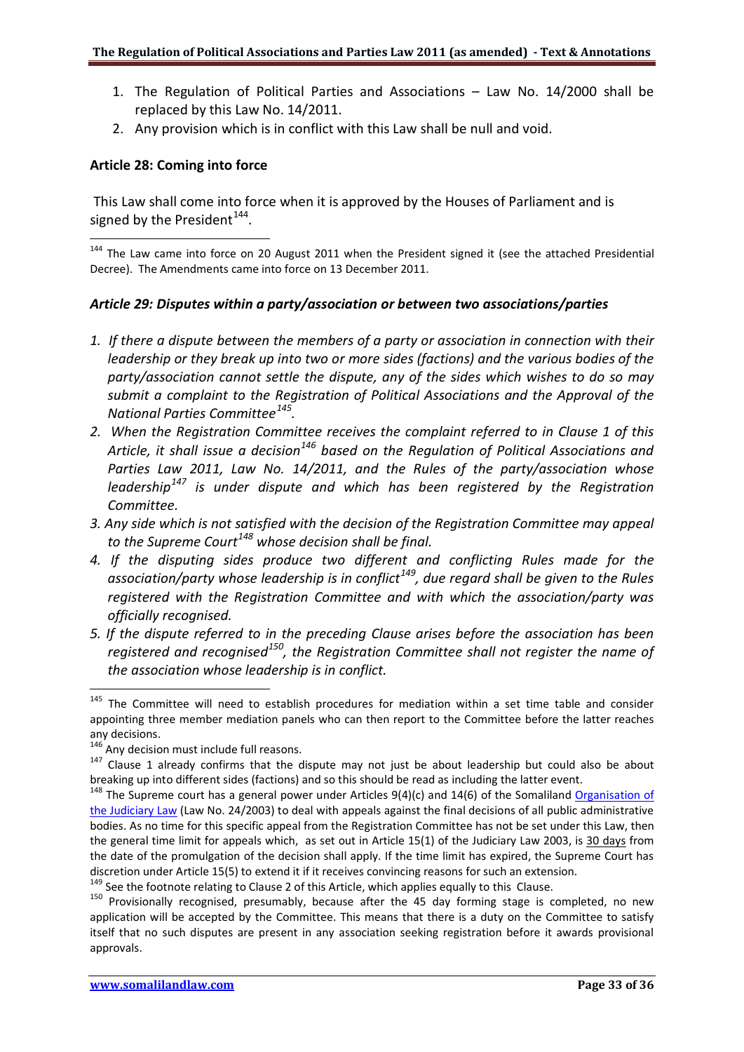1. The Regulation of Political Parties and Associations – Law No. 14/2000 shall be replaced by this Law No. 14/2011.
2. Any provision which is in conflict with this Law shall be null and void.

### Article 28: Coming into force

This Law shall come into force when it is approved by the Houses of Parliament and is signed by the President[144].

[144] The Law came into force on 20 August 2011 when the President signed it (see the attached Presidential Decree). The Amendments came into force on 13 December 2011.

### *Article 29: Disputes within a party/association or between two associations/parties*

1. *If there a dispute between the members of a party or association in connection with their leadership or they break up into two or more sides (factions) and the various bodies of the party/association cannot settle the dispute, any of the sides which wishes to do so may submit a complaint to the Registration of Political Associations and the Approval of the National Parties Committee[145].*
2. *When the Registration Committee receives the complaint referred to in Clause 1 of this Article, it shall issue a decision[146] based on the Regulation of Political Associations and Parties Law 2011, Law No. 14/2011, and the Rules of the party/association whose leadership[147] is under dispute and which has been registered by the Registration Committee.*
3. *Any side which is not satisfied with the decision of the Registration Committee may appeal to the Supreme Court[148] whose decision shall be final.*
4. *If the disputing sides produce two different and conflicting Rules made for the association/party whose leadership is in conflict[149], due regard shall be given to the Rules registered with the Registration Committee and with which the association/party was officially recognised.*
5. *If the dispute referred to in the preceding Clause arises before the association has been registered and recognised[150], the Registration Committee shall not register the name of the association whose leadership is in conflict.*

[145] The Committee will need to establish procedures for mediation within a set time table and consider appointing three member mediation panels who can then report to the Committee before the latter reaches any decisions.

[146] Any decision must include full reasons.

[147] Clause 1 already confirms that the dispute may not just be about leadership but could also be about breaking up into different sides (factions) and so this should be read as including the latter event.

[148] The Supreme court has a general power under Articles 9(4)(c) and 14(6) of the Somaliland Organisation of the Judiciary Law (Law No. 24/2003) to deal with appeals against the final decisions of all public administrative bodies. As no time for this specific appeal from the Registration Committee has not be set under this Law, then the general time limit for appeals which, as set out in Article 15(1) of the Judiciary Law 2003, is 30 days from the date of the promulgation of the decision shall apply. If the time limit has expired, the Supreme Court has discretion under Article 15(5) to extend it if it receives convincing reasons for such an extension.

[149] See the footnote relating to Clause 2 of this Article, which applies equally to this Clause.

[150] Provisionally recognised, presumably, because after the 45 day forming stage is completed, no new application will be accepted by the Committee. This means that there is a duty on the Committee to satisfy itself that no such disputes are present in any association seeking registration before it awards provisional approvals.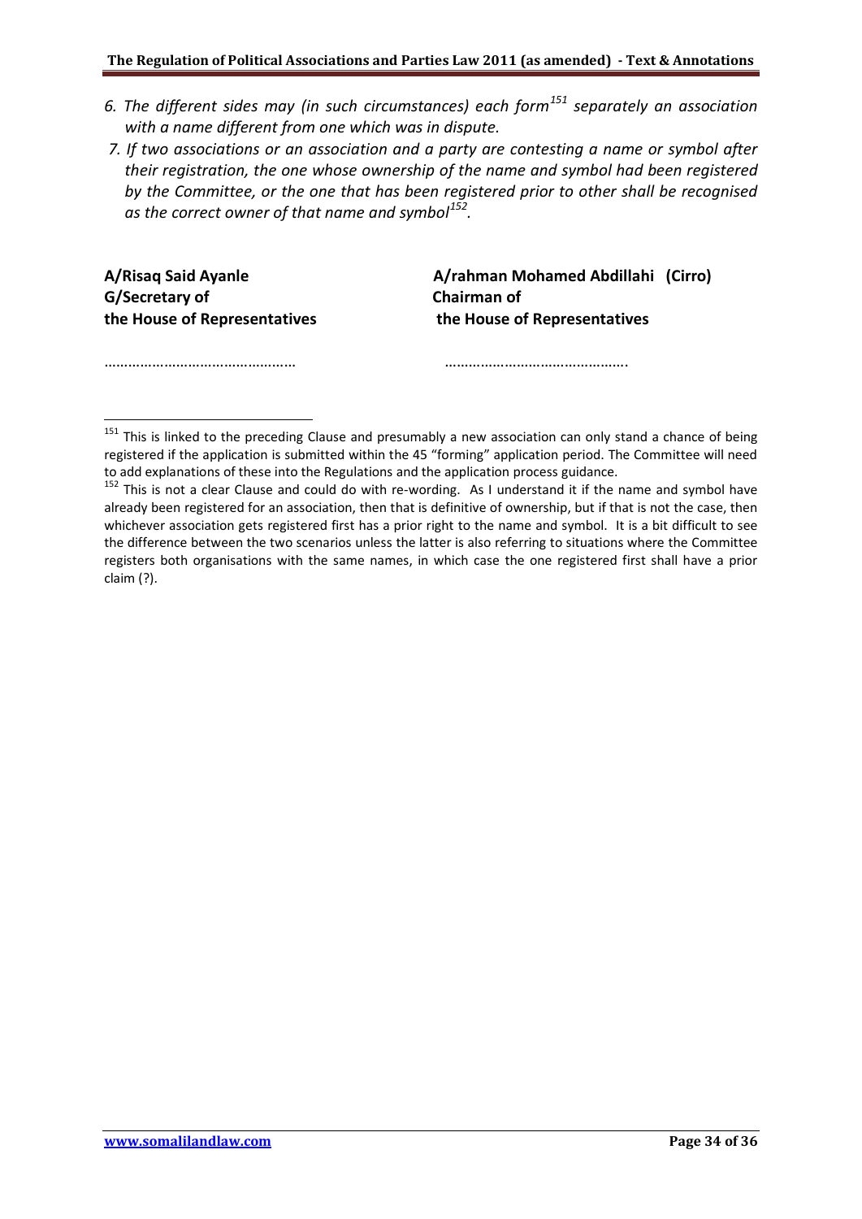6. *The different sides may (in such circumstances) each form[151] separately an association with a name different from one which was in dispute.*
7. *If two associations or an association and a party are contesting a name or symbol after their registration, the one whose ownership of the name and symbol had been registered by the Committee, or the one that has been registered prior to other shall be recognised as the correct owner of that name and symbol[152].*

| **A/Risaq Said Ayanle** | **A/rahman Mohamed Abdillahi (Cirro)** |
|---|---|
| **G/Secretary of** | **Chairman of** |
| **the House of Representatives** | **the House of Representatives** |
| ………………………………………… | ………………………………………. |

---

[151] This is linked to the preceding Clause and presumably a new association can only stand a chance of being registered if the application is submitted within the 45 "forming" application period. The Committee will need to add explanations of these into the Regulations and the application process guidance.

[152] This is not a clear Clause and could do with re-wording. As I understand it if the name and symbol have already been registered for an association, then that is definitive of ownership, but if that is not the case, then whichever association gets registered first has a prior right to the name and symbol. It is a bit difficult to see the difference between the two scenarios unless the latter is also referring to situations where the Committee registers both organisations with the same names, in which case the one registered first shall have a prior claim (?).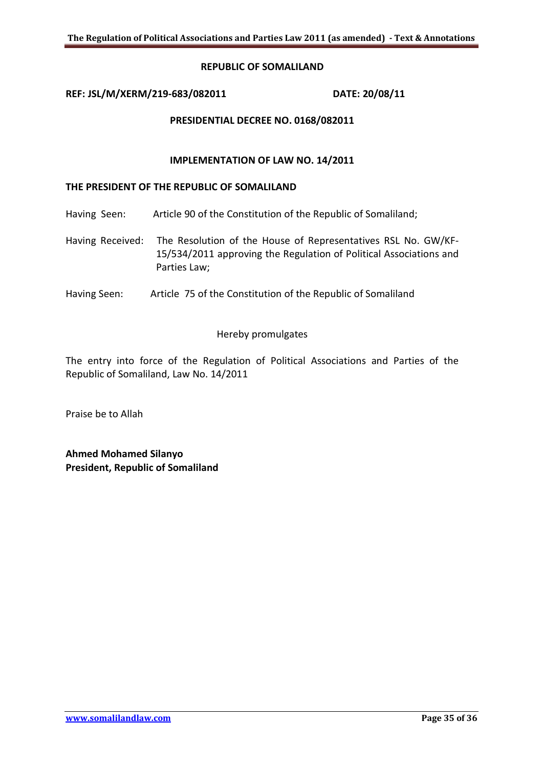**REPUBLIC OF SOMALILAND**

**REF: JSL/M/XERM/219-683/082011** **DATE: 20/08/11**

**PRESIDENTIAL DECREE NO. 0168/082011**

**IMPLEMENTATION OF LAW NO. 14/2011**

**THE PRESIDENT OF THE REPUBLIC OF SOMALILAND**

Having Seen: Article 90 of the Constitution of the Republic of Somaliland;

Having Received: The Resolution of the House of Representatives RSL No. GW/KF-15/534/2011 approving the Regulation of Political Associations and Parties Law;

Having Seen: Article 75 of the Constitution of the Republic of Somaliland

Hereby promulgates

The entry into force of the Regulation of Political Associations and Parties of the Republic of Somaliland, Law No. 14/2011

Praise be to Allah

**Ahmed Mohamed Silanyo**
**President, Republic of Somaliland**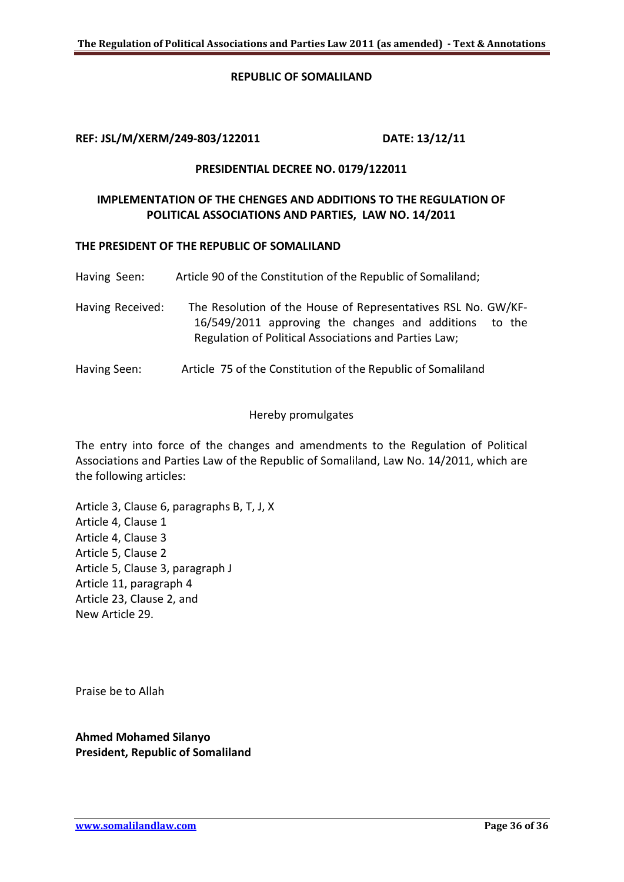**REPUBLIC OF SOMALILAND**

**REF: JSL/M/XERM/249-803/122011 DATE: 13/12/11**

**PRESIDENTIAL DECREE NO. 0179/122011**

**IMPLEMENTATION OF THE CHENGES AND ADDITIONS TO THE REGULATION OF POLITICAL ASSOCIATIONS AND PARTIES, LAW NO. 14/2011**

**THE PRESIDENT OF THE REPUBLIC OF SOMALILAND**

Having Seen: Article 90 of the Constitution of the Republic of Somaliland;

Having Received: The Resolution of the House of Representatives RSL No. GW/KF-16/549/2011 approving the changes and additions to the Regulation of Political Associations and Parties Law;

Having Seen: Article 75 of the Constitution of the Republic of Somaliland

Hereby promulgates

The entry into force of the changes and amendments to the Regulation of Political Associations and Parties Law of the Republic of Somaliland, Law No. 14/2011, which are the following articles:

Article 3, Clause 6, paragraphs B, T, J, X
Article 4, Clause 1
Article 4, Clause 3
Article 5, Clause 2
Article 5, Clause 3, paragraph J
Article 11, paragraph 4
Article 23, Clause 2, and
New Article 29.

Praise be to Allah

**Ahmed Mohamed Silanyo**
**President, Republic of Somaliland**